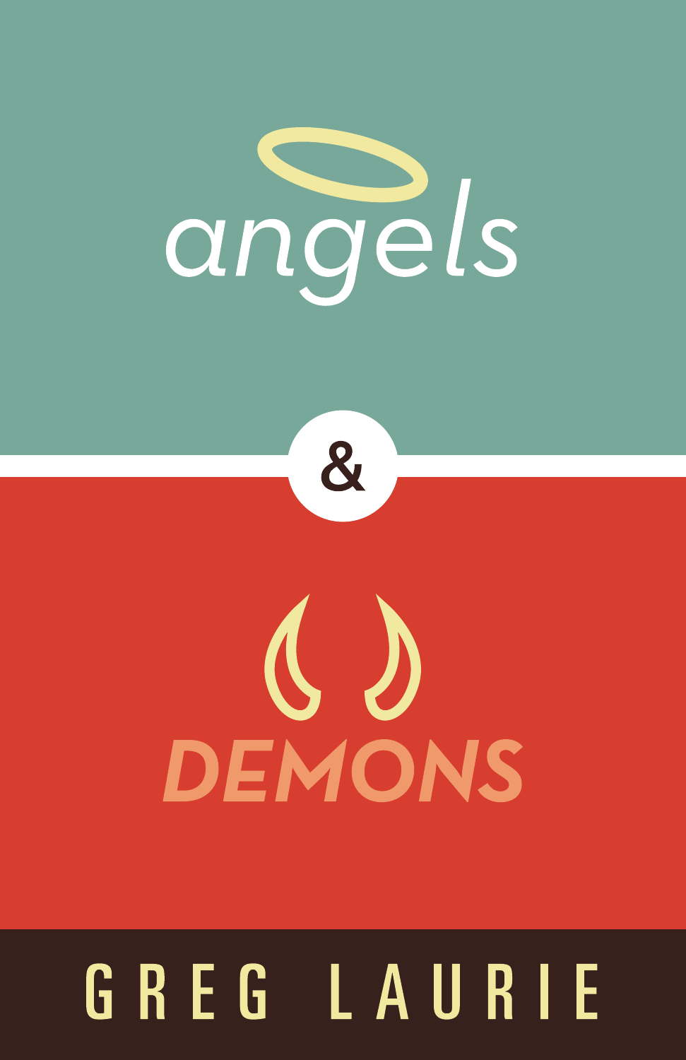# angels

&

# DEMONS

GREG LAURIE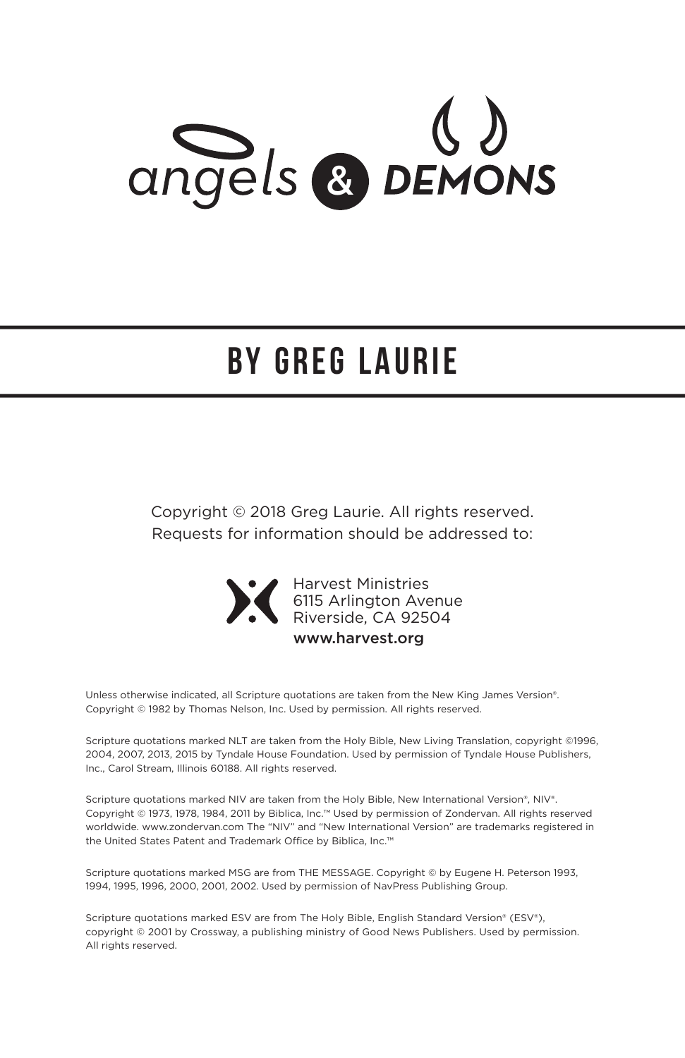# angels & DEMONS

## BY GREG LAURIE

Copyright © 2018 Greg Laurie. All rights reserved.
Requests for information should be addressed to:

Harvest Ministries
6115 Arlington Avenue
Riverside, CA 92504
**www.harvest.org**

Unless otherwise indicated, all Scripture quotations are taken from the New King James Version®. Copyright © 1982 by Thomas Nelson, Inc. Used by permission. All rights reserved.

Scripture quotations marked NLT are taken from the Holy Bible, New Living Translation, copyright ©1996, 2004, 2007, 2013, 2015 by Tyndale House Foundation. Used by permission of Tyndale House Publishers, Inc., Carol Stream, Illinois 60188. All rights reserved.

Scripture quotations marked NIV are taken from the Holy Bible, New International Version®, NIV®. Copyright © 1973, 1978, 1984, 2011 by Biblica, Inc.™ Used by permission of Zondervan. All rights reserved worldwide. www.zondervan.com The "NIV" and "New International Version" are trademarks registered in the United States Patent and Trademark Office by Biblica, Inc.™

Scripture quotations marked MSG are from THE MESSAGE. Copyright © by Eugene H. Peterson 1993, 1994, 1995, 1996, 2000, 2001, 2002. Used by permission of NavPress Publishing Group.

Scripture quotations marked ESV are from The Holy Bible, English Standard Version® (ESV®), copyright © 2001 by Crossway, a publishing ministry of Good News Publishers. Used by permission. All rights reserved.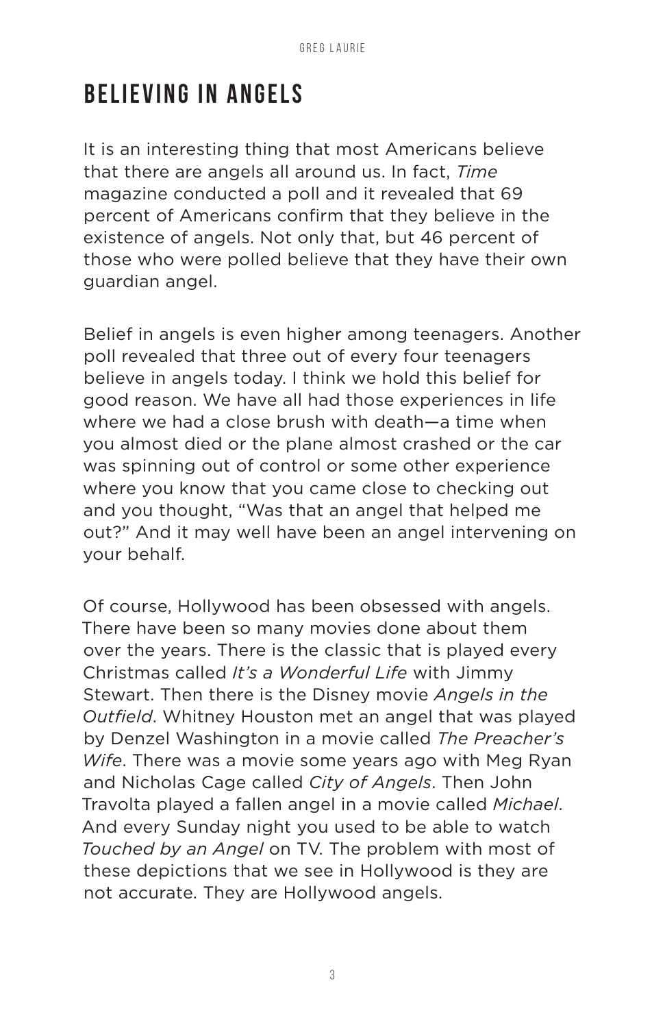## BELIEVING IN ANGELS

It is an interesting thing that most Americans believe that there are angels all around us. In fact, *Time* magazine conducted a poll and it revealed that 69 percent of Americans confirm that they believe in the existence of angels. Not only that, but 46 percent of those who were polled believe that they have their own guardian angel.

Belief in angels is even higher among teenagers. Another poll revealed that three out of every four teenagers believe in angels today. I think we hold this belief for good reason. We have all had those experiences in life where we had a close brush with death—a time when you almost died or the plane almost crashed or the car was spinning out of control or some other experience where you know that you came close to checking out and you thought, "Was that an angel that helped me out?" And it may well have been an angel intervening on your behalf.

Of course, Hollywood has been obsessed with angels. There have been so many movies done about them over the years. There is the classic that is played every Christmas called *It's a Wonderful Life* with Jimmy Stewart. Then there is the Disney movie *Angels in the Outfield*. Whitney Houston met an angel that was played by Denzel Washington in a movie called *The Preacher's Wife*. There was a movie some years ago with Meg Ryan and Nicholas Cage called *City of Angels*. Then John Travolta played a fallen angel in a movie called *Michael*. And every Sunday night you used to be able to watch *Touched by an Angel* on TV. The problem with most of these depictions that we see in Hollywood is they are not accurate. They are Hollywood angels.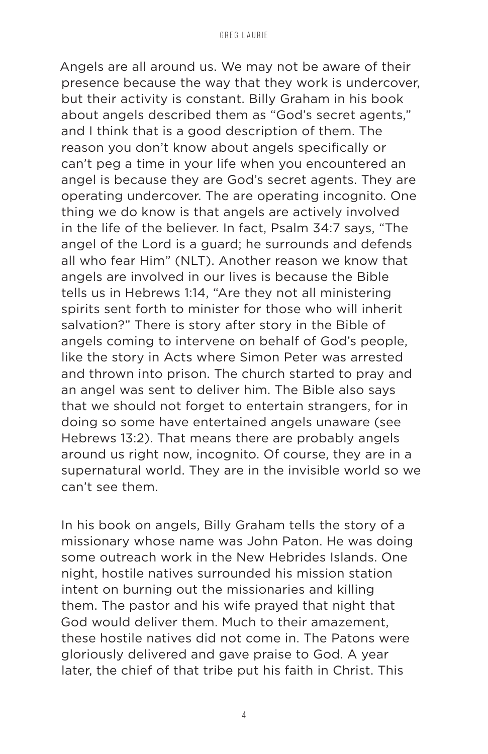Angels are all around us. We may not be aware of their presence because the way that they work is undercover, but their activity is constant. Billy Graham in his book about angels described them as "God's secret agents," and I think that is a good description of them. The reason you don't know about angels specifically or can't peg a time in your life when you encountered an angel is because they are God's secret agents. They are operating undercover. The are operating incognito. One thing we do know is that angels are actively involved in the life of the believer. In fact, Psalm 34:7 says, "The angel of the Lord is a guard; he surrounds and defends all who fear Him" (NLT). Another reason we know that angels are involved in our lives is because the Bible tells us in Hebrews 1:14, "Are they not all ministering spirits sent forth to minister for those who will inherit salvation?" There is story after story in the Bible of angels coming to intervene on behalf of God's people, like the story in Acts where Simon Peter was arrested and thrown into prison. The church started to pray and an angel was sent to deliver him. The Bible also says that we should not forget to entertain strangers, for in doing so some have entertained angels unaware (see Hebrews 13:2). That means there are probably angels around us right now, incognito. Of course, they are in a supernatural world. They are in the invisible world so we can't see them.

In his book on angels, Billy Graham tells the story of a missionary whose name was John Paton. He was doing some outreach work in the New Hebrides Islands. One night, hostile natives surrounded his mission station intent on burning out the missionaries and killing them. The pastor and his wife prayed that night that God would deliver them. Much to their amazement, these hostile natives did not come in. The Patons were gloriously delivered and gave praise to God. A year later, the chief of that tribe put his faith in Christ. This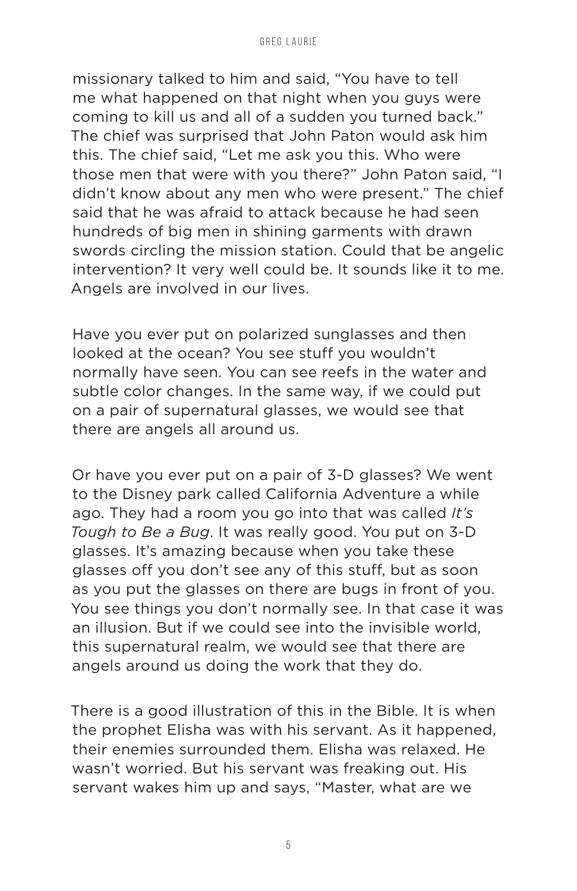missionary talked to him and said, "You have to tell me what happened on that night when you guys were coming to kill us and all of a sudden you turned back." The chief was surprised that John Paton would ask him this. The chief said, "Let me ask you this. Who were those men that were with you there?" John Paton said, "I didn't know about any men who were present." The chief said that he was afraid to attack because he had seen hundreds of big men in shining garments with drawn swords circling the mission station. Could that be angelic intervention? It very well could be. It sounds like it to me. Angels are involved in our lives.

Have you ever put on polarized sunglasses and then looked at the ocean? You see stuff you wouldn't normally have seen. You can see reefs in the water and subtle color changes. In the same way, if we could put on a pair of supernatural glasses, we would see that there are angels all around us.

Or have you ever put on a pair of 3-D glasses? We went to the Disney park called California Adventure a while ago. They had a room you go into that was called *It's Tough to Be a Bug*. It was really good. You put on 3-D glasses. It's amazing because when you take these glasses off you don't see any of this stuff, but as soon as you put the glasses on there are bugs in front of you. You see things you don't normally see. In that case it was an illusion. But if we could see into the invisible world, this supernatural realm, we would see that there are angels around us doing the work that they do.

There is a good illustration of this in the Bible. It is when the prophet Elisha was with his servant. As it happened, their enemies surrounded them. Elisha was relaxed. He wasn't worried. But his servant was freaking out. His servant wakes him up and says, "Master, what are we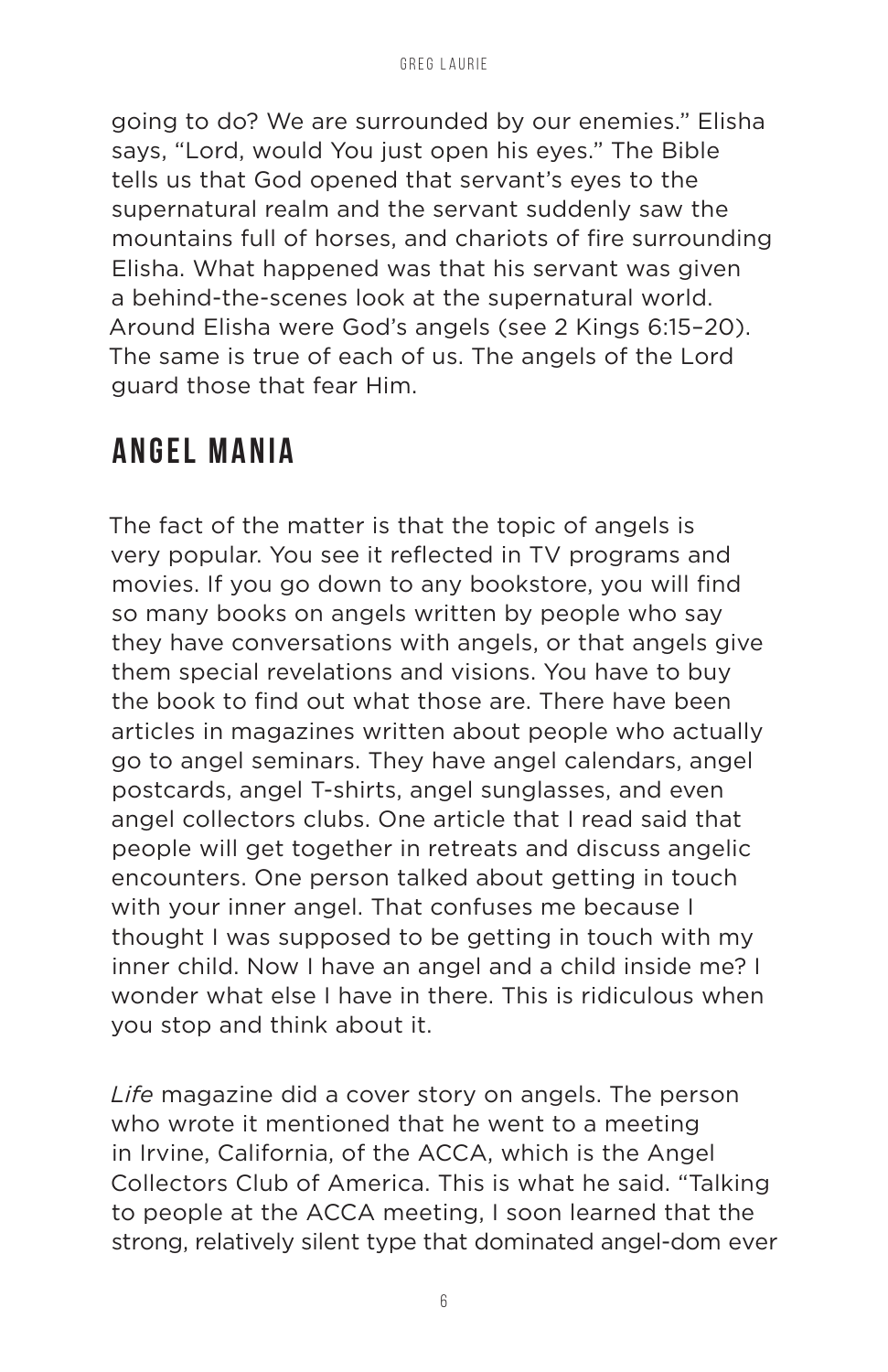going to do? We are surrounded by our enemies." Elisha says, "Lord, would You just open his eyes." The Bible tells us that God opened that servant's eyes to the supernatural realm and the servant suddenly saw the mountains full of horses, and chariots of fire surrounding Elisha. What happened was that his servant was given a behind-the-scenes look at the supernatural world. Around Elisha were God's angels (see 2 Kings 6:15–20). The same is true of each of us. The angels of the Lord guard those that fear Him.

## ANGEL MANIA

The fact of the matter is that the topic of angels is very popular. You see it reflected in TV programs and movies. If you go down to any bookstore, you will find so many books on angels written by people who say they have conversations with angels, or that angels give them special revelations and visions. You have to buy the book to find out what those are. There have been articles in magazines written about people who actually go to angel seminars. They have angel calendars, angel postcards, angel T-shirts, angel sunglasses, and even angel collectors clubs. One article that I read said that people will get together in retreats and discuss angelic encounters. One person talked about getting in touch with your inner angel. That confuses me because I thought I was supposed to be getting in touch with my inner child. Now I have an angel and a child inside me? I wonder what else I have in there. This is ridiculous when you stop and think about it.

*Life* magazine did a cover story on angels. The person who wrote it mentioned that he went to a meeting in Irvine, California, of the ACCA, which is the Angel Collectors Club of America. This is what he said. "Talking to people at the ACCA meeting, I soon learned that the strong, relatively silent type that dominated angel-dom ever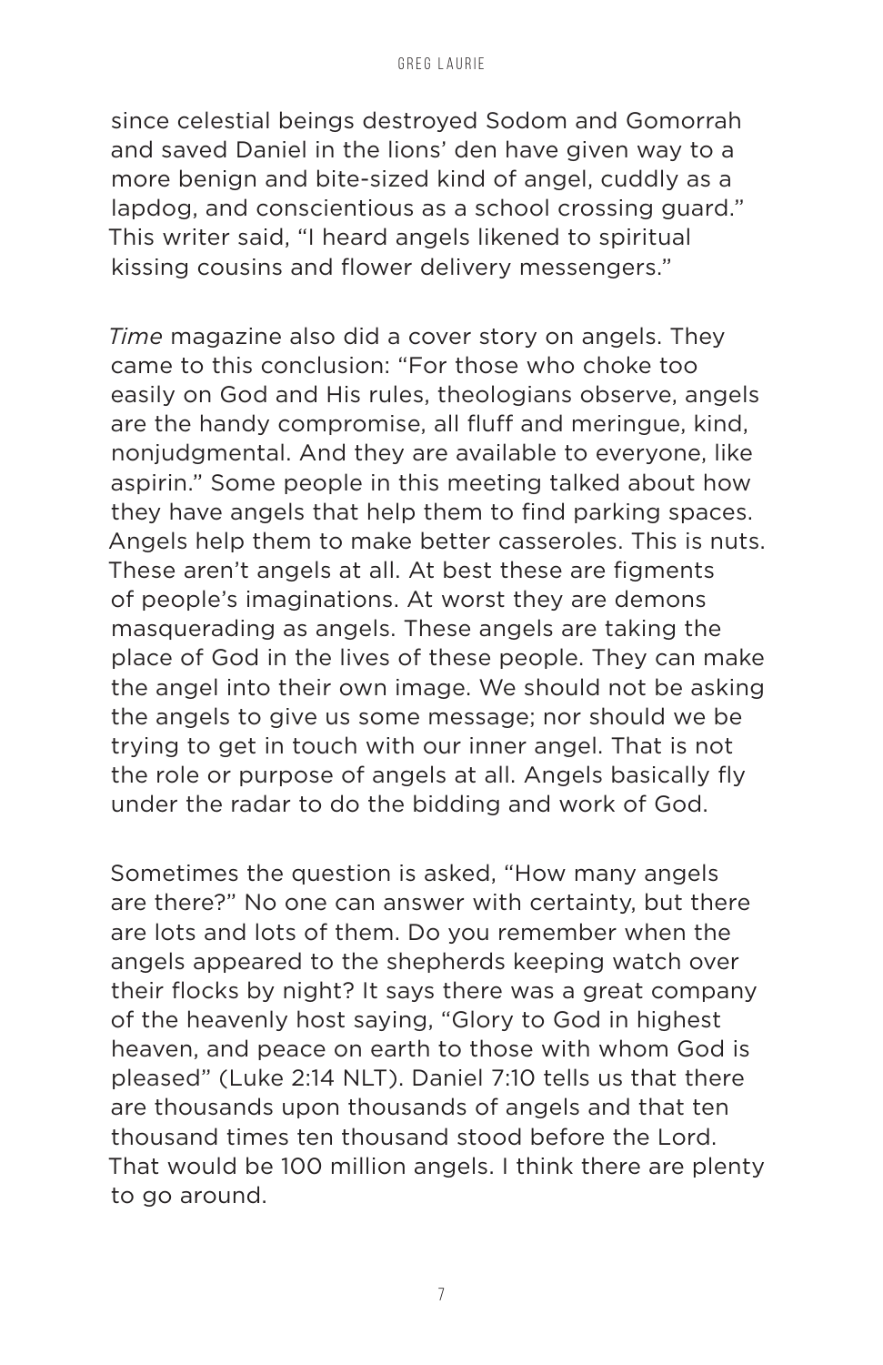since celestial beings destroyed Sodom and Gomorrah and saved Daniel in the lions' den have given way to a more benign and bite-sized kind of angel, cuddly as a lapdog, and conscientious as a school crossing guard." This writer said, "I heard angels likened to spiritual kissing cousins and flower delivery messengers."

*Time* magazine also did a cover story on angels. They came to this conclusion: "For those who choke too easily on God and His rules, theologians observe, angels are the handy compromise, all fluff and meringue, kind, nonjudgmental. And they are available to everyone, like aspirin." Some people in this meeting talked about how they have angels that help them to find parking spaces. Angels help them to make better casseroles. This is nuts. These aren't angels at all. At best these are figments of people's imaginations. At worst they are demons masquerading as angels. These angels are taking the place of God in the lives of these people. They can make the angel into their own image. We should not be asking the angels to give us some message; nor should we be trying to get in touch with our inner angel. That is not the role or purpose of angels at all. Angels basically fly under the radar to do the bidding and work of God.

Sometimes the question is asked, "How many angels are there?" No one can answer with certainty, but there are lots and lots of them. Do you remember when the angels appeared to the shepherds keeping watch over their flocks by night? It says there was a great company of the heavenly host saying, "Glory to God in highest heaven, and peace on earth to those with whom God is pleased" (Luke 2:14 NLT). Daniel 7:10 tells us that there are thousands upon thousands of angels and that ten thousand times ten thousand stood before the Lord. That would be 100 million angels. I think there are plenty to go around.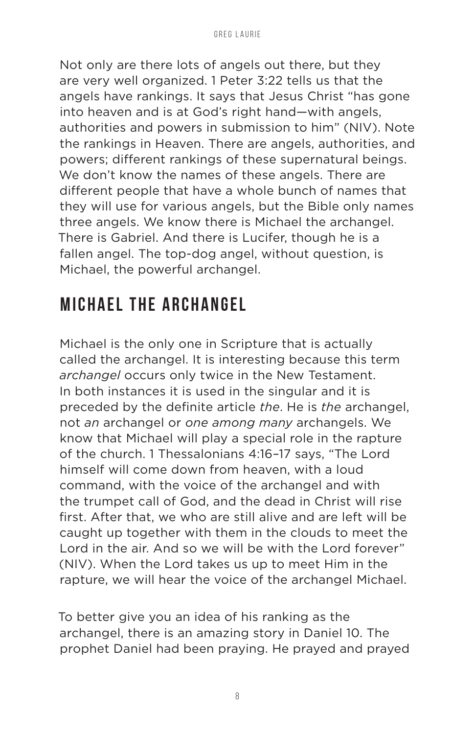Not only are there lots of angels out there, but they are very well organized. 1 Peter 3:22 tells us that the angels have rankings. It says that Jesus Christ "has gone into heaven and is at God's right hand—with angels, authorities and powers in submission to him" (NIV). Note the rankings in Heaven. There are angels, authorities, and powers; different rankings of these supernatural beings. We don't know the names of these angels. There are different people that have a whole bunch of names that they will use for various angels, but the Bible only names three angels. We know there is Michael the archangel. There is Gabriel. And there is Lucifer, though he is a fallen angel. The top-dog angel, without question, is Michael, the powerful archangel.

## MICHAEL THE ARCHANGEL

Michael is the only one in Scripture that is actually called the archangel. It is interesting because this term *archangel* occurs only twice in the New Testament. In both instances it is used in the singular and it is preceded by the definite article *the*. He is *the* archangel, not *an* archangel or *one among many* archangels. We know that Michael will play a special role in the rapture of the church. 1 Thessalonians 4:16–17 says, "The Lord himself will come down from heaven, with a loud command, with the voice of the archangel and with the trumpet call of God, and the dead in Christ will rise first. After that, we who are still alive and are left will be caught up together with them in the clouds to meet the Lord in the air. And so we will be with the Lord forever" (NIV). When the Lord takes us up to meet Him in the rapture, we will hear the voice of the archangel Michael.

To better give you an idea of his ranking as the archangel, there is an amazing story in Daniel 10. The prophet Daniel had been praying. He prayed and prayed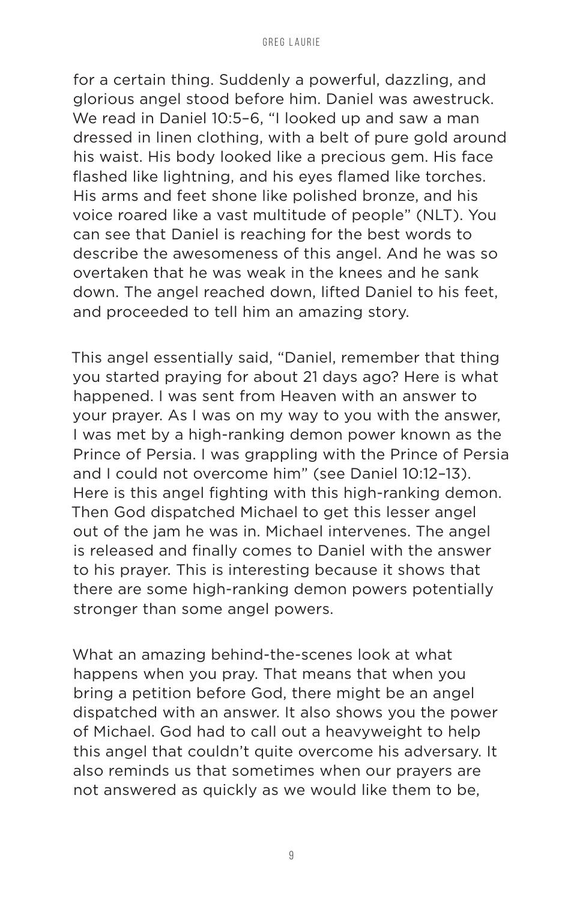for a certain thing. Suddenly a powerful, dazzling, and glorious angel stood before him. Daniel was awestruck. We read in Daniel 10:5–6, "I looked up and saw a man dressed in linen clothing, with a belt of pure gold around his waist. His body looked like a precious gem. His face flashed like lightning, and his eyes flamed like torches. His arms and feet shone like polished bronze, and his voice roared like a vast multitude of people" (NLT). You can see that Daniel is reaching for the best words to describe the awesomeness of this angel. And he was so overtaken that he was weak in the knees and he sank down. The angel reached down, lifted Daniel to his feet, and proceeded to tell him an amazing story.

This angel essentially said, "Daniel, remember that thing you started praying for about 21 days ago? Here is what happened. I was sent from Heaven with an answer to your prayer. As I was on my way to you with the answer, I was met by a high-ranking demon power known as the Prince of Persia. I was grappling with the Prince of Persia and I could not overcome him" (see Daniel 10:12–13). Here is this angel fighting with this high-ranking demon. Then God dispatched Michael to get this lesser angel out of the jam he was in. Michael intervenes. The angel is released and finally comes to Daniel with the answer to his prayer. This is interesting because it shows that there are some high-ranking demon powers potentially stronger than some angel powers.

What an amazing behind-the-scenes look at what happens when you pray. That means that when you bring a petition before God, there might be an angel dispatched with an answer. It also shows you the power of Michael. God had to call out a heavyweight to help this angel that couldn't quite overcome his adversary. It also reminds us that sometimes when our prayers are not answered as quickly as we would like them to be,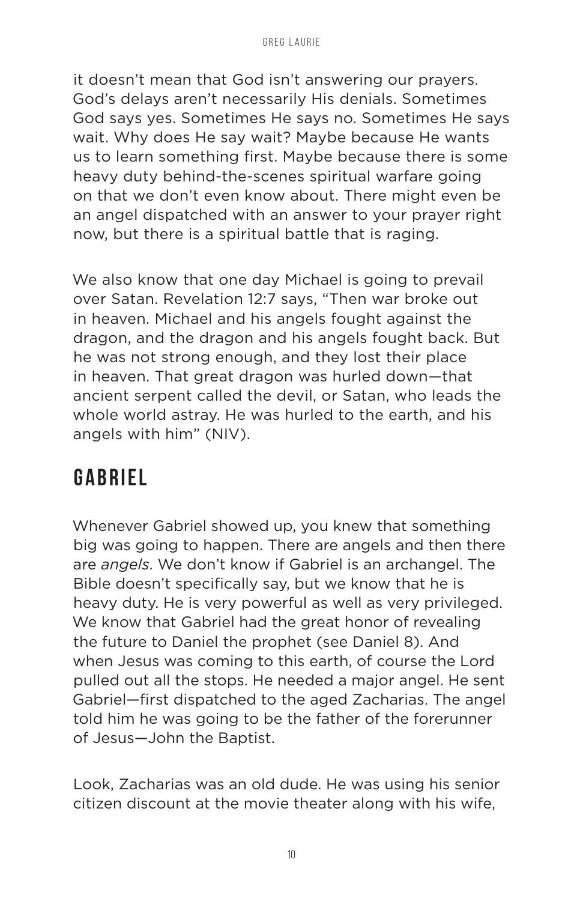it doesn't mean that God isn't answering our prayers. God's delays aren't necessarily His denials. Sometimes God says yes. Sometimes He says no. Sometimes He says wait. Why does He say wait? Maybe because He wants us to learn something first. Maybe because there is some heavy duty behind-the-scenes spiritual warfare going on that we don't even know about. There might even be an angel dispatched with an answer to your prayer right now, but there is a spiritual battle that is raging.

We also know that one day Michael is going to prevail over Satan. Revelation 12:7 says, "Then war broke out in heaven. Michael and his angels fought against the dragon, and the dragon and his angels fought back. But he was not strong enough, and they lost their place in heaven. That great dragon was hurled down—that ancient serpent called the devil, or Satan, who leads the whole world astray. He was hurled to the earth, and his angels with him" (NIV).

## GABRIEL

Whenever Gabriel showed up, you knew that something big was going to happen. There are angels and then there are *angels*. We don't know if Gabriel is an archangel. The Bible doesn't specifically say, but we know that he is heavy duty. He is very powerful as well as very privileged. We know that Gabriel had the great honor of revealing the future to Daniel the prophet (see Daniel 8). And when Jesus was coming to this earth, of course the Lord pulled out all the stops. He needed a major angel. He sent Gabriel—first dispatched to the aged Zacharias. The angel told him he was going to be the father of the forerunner of Jesus—John the Baptist.

Look, Zacharias was an old dude. He was using his senior citizen discount at the movie theater along with his wife,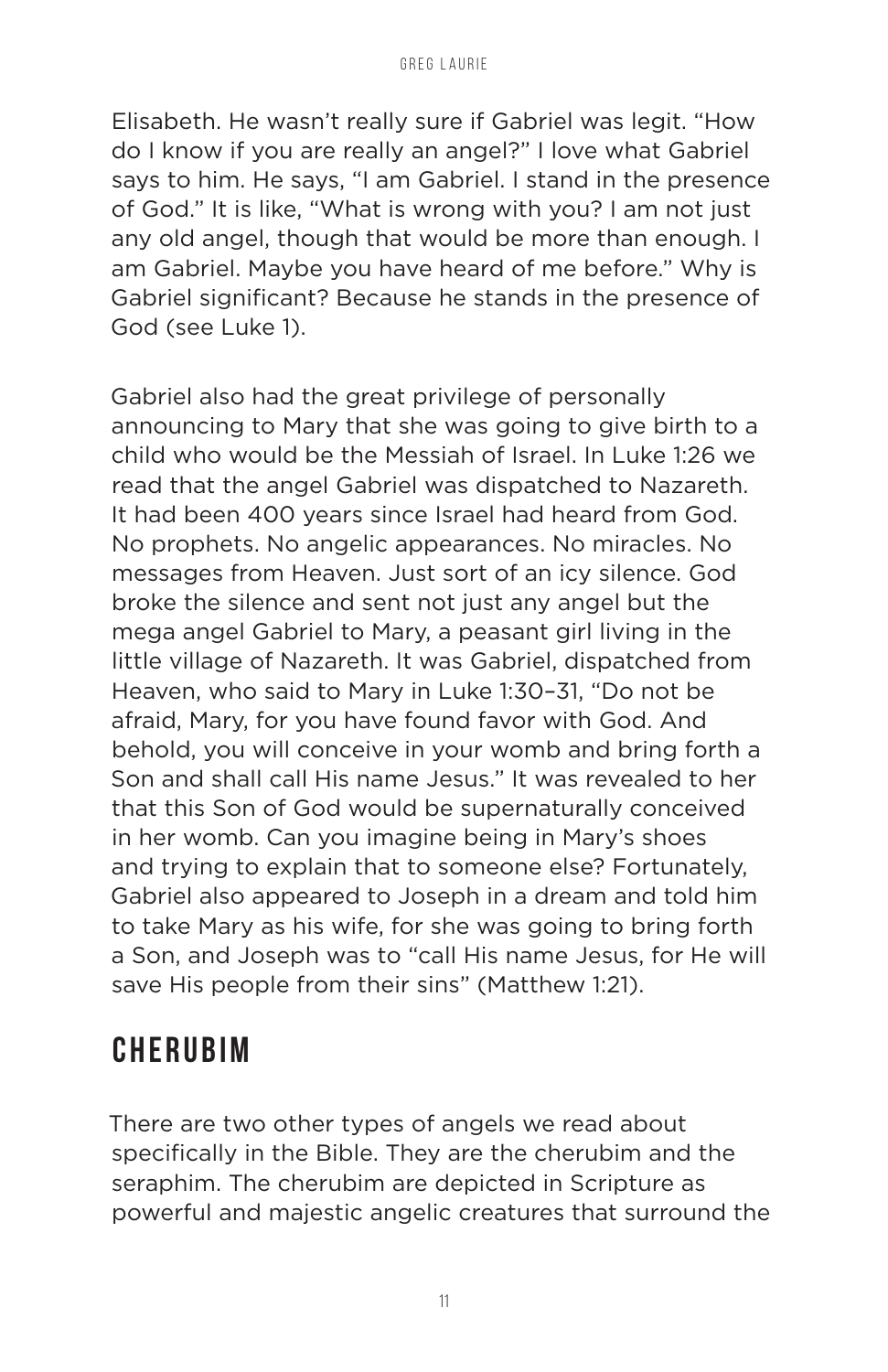Elisabeth. He wasn't really sure if Gabriel was legit. "How do I know if you are really an angel?" I love what Gabriel says to him. He says, "I am Gabriel. I stand in the presence of God." It is like, "What is wrong with you? I am not just any old angel, though that would be more than enough. I am Gabriel. Maybe you have heard of me before." Why is Gabriel significant? Because he stands in the presence of God (see Luke 1).

Gabriel also had the great privilege of personally announcing to Mary that she was going to give birth to a child who would be the Messiah of Israel. In Luke 1:26 we read that the angel Gabriel was dispatched to Nazareth. It had been 400 years since Israel had heard from God. No prophets. No angelic appearances. No miracles. No messages from Heaven. Just sort of an icy silence. God broke the silence and sent not just any angel but the mega angel Gabriel to Mary, a peasant girl living in the little village of Nazareth. It was Gabriel, dispatched from Heaven, who said to Mary in Luke 1:30–31, "Do not be afraid, Mary, for you have found favor with God. And behold, you will conceive in your womb and bring forth a Son and shall call His name Jesus." It was revealed to her that this Son of God would be supernaturally conceived in her womb. Can you imagine being in Mary's shoes and trying to explain that to someone else? Fortunately, Gabriel also appeared to Joseph in a dream and told him to take Mary as his wife, for she was going to bring forth a Son, and Joseph was to "call His name Jesus, for He will save His people from their sins" (Matthew 1:21).

## CHERUBIM

There are two other types of angels we read about specifically in the Bible. They are the cherubim and the seraphim. The cherubim are depicted in Scripture as powerful and majestic angelic creatures that surround the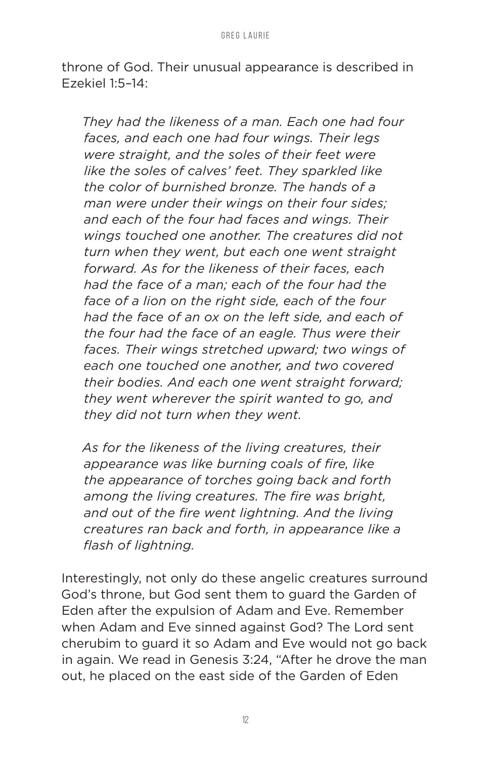throne of God. Their unusual appearance is described in Ezekiel 1:5–14:

> *They had the likeness of a man. Each one had four faces, and each one had four wings. Their legs were straight, and the soles of their feet were like the soles of calves' feet. They sparkled like the color of burnished bronze. The hands of a man were under their wings on their four sides; and each of the four had faces and wings. Their wings touched one another. The creatures did not turn when they went, but each one went straight forward. As for the likeness of their faces, each had the face of a man; each of the four had the face of a lion on the right side, each of the four had the face of an ox on the left side, and each of the four had the face of an eagle. Thus were their faces. Their wings stretched upward; two wings of each one touched one another, and two covered their bodies. And each one went straight forward; they went wherever the spirit wanted to go, and they did not turn when they went.*
>
> *As for the likeness of the living creatures, their appearance was like burning coals of fire, like the appearance of torches going back and forth among the living creatures. The fire was bright, and out of the fire went lightning. And the living creatures ran back and forth, in appearance like a flash of lightning.*

Interestingly, not only do these angelic creatures surround God's throne, but God sent them to guard the Garden of Eden after the expulsion of Adam and Eve. Remember when Adam and Eve sinned against God? The Lord sent cherubim to guard it so Adam and Eve would not go back in again. We read in Genesis 3:24, "After he drove the man out, he placed on the east side of the Garden of Eden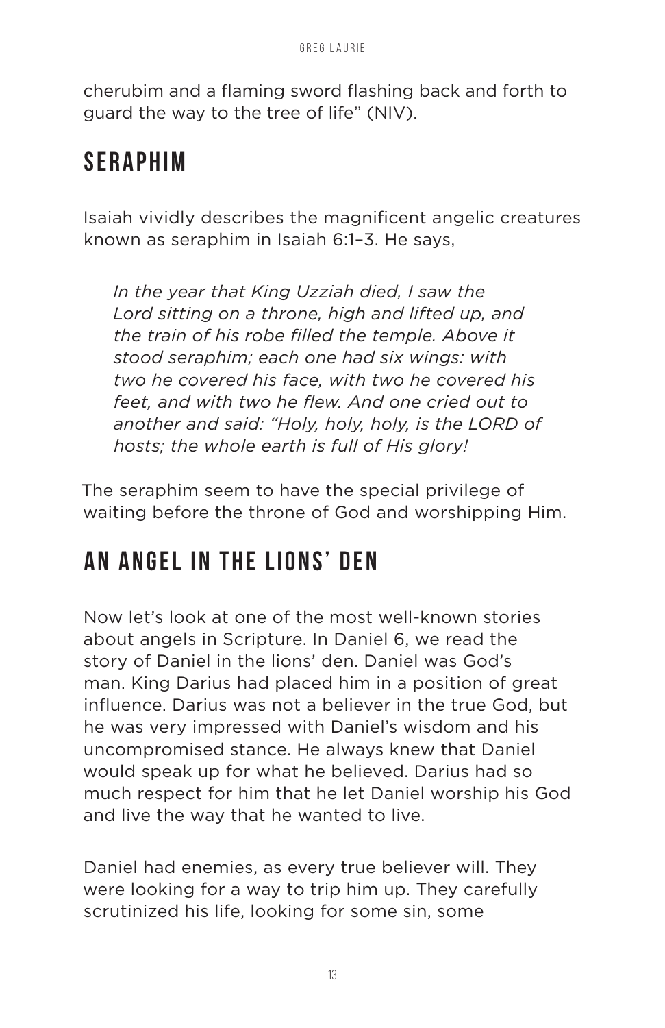cherubim and a flaming sword flashing back and forth to guard the way to the tree of life" (NIV).

## SERAPHIM

Isaiah vividly describes the magnificent angelic creatures known as seraphim in Isaiah 6:1–3. He says,

> *In the year that King Uzziah died, I saw the Lord sitting on a throne, high and lifted up, and the train of his robe filled the temple. Above it stood seraphim; each one had six wings: with two he covered his face, with two he covered his feet, and with two he flew. And one cried out to another and said: "Holy, holy, holy, is the LORD of hosts; the whole earth is full of His glory!*

The seraphim seem to have the special privilege of waiting before the throne of God and worshipping Him.

## AN ANGEL IN THE LIONS' DEN

Now let's look at one of the most well-known stories about angels in Scripture. In Daniel 6, we read the story of Daniel in the lions' den. Daniel was God's man. King Darius had placed him in a position of great influence. Darius was not a believer in the true God, but he was very impressed with Daniel's wisdom and his uncompromised stance. He always knew that Daniel would speak up for what he believed. Darius had so much respect for him that he let Daniel worship his God and live the way that he wanted to live.

Daniel had enemies, as every true believer will. They were looking for a way to trip him up. They carefully scrutinized his life, looking for some sin, some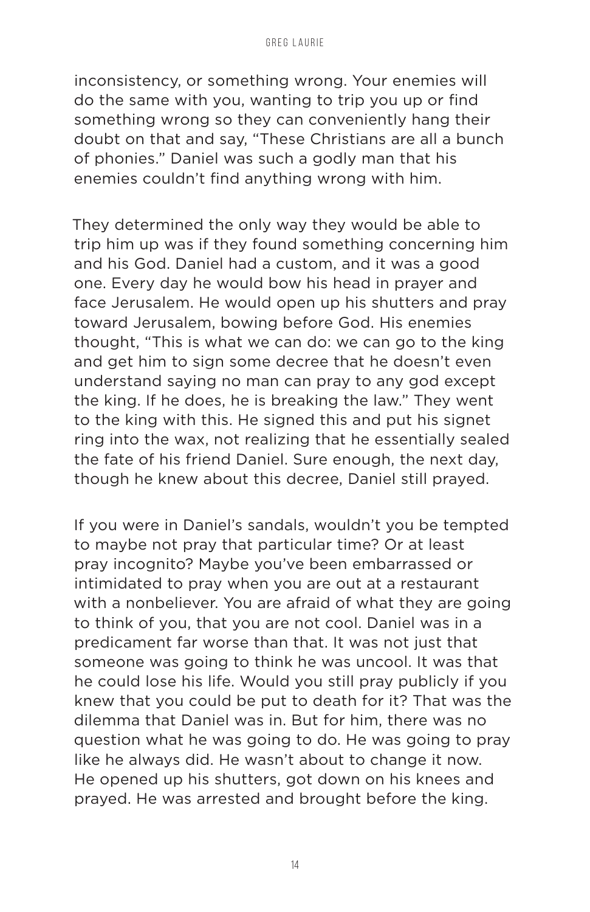inconsistency, or something wrong. Your enemies will do the same with you, wanting to trip you up or find something wrong so they can conveniently hang their doubt on that and say, "These Christians are all a bunch of phonies." Daniel was such a godly man that his enemies couldn't find anything wrong with him.

They determined the only way they would be able to trip him up was if they found something concerning him and his God. Daniel had a custom, and it was a good one. Every day he would bow his head in prayer and face Jerusalem. He would open up his shutters and pray toward Jerusalem, bowing before God. His enemies thought, "This is what we can do: we can go to the king and get him to sign some decree that he doesn't even understand saying no man can pray to any god except the king. If he does, he is breaking the law." They went to the king with this. He signed this and put his signet ring into the wax, not realizing that he essentially sealed the fate of his friend Daniel. Sure enough, the next day, though he knew about this decree, Daniel still prayed.

If you were in Daniel's sandals, wouldn't you be tempted to maybe not pray that particular time? Or at least pray incognito? Maybe you've been embarrassed or intimidated to pray when you are out at a restaurant with a nonbeliever. You are afraid of what they are going to think of you, that you are not cool. Daniel was in a predicament far worse than that. It was not just that someone was going to think he was uncool. It was that he could lose his life. Would you still pray publicly if you knew that you could be put to death for it? That was the dilemma that Daniel was in. But for him, there was no question what he was going to do. He was going to pray like he always did. He wasn't about to change it now. He opened up his shutters, got down on his knees and prayed. He was arrested and brought before the king.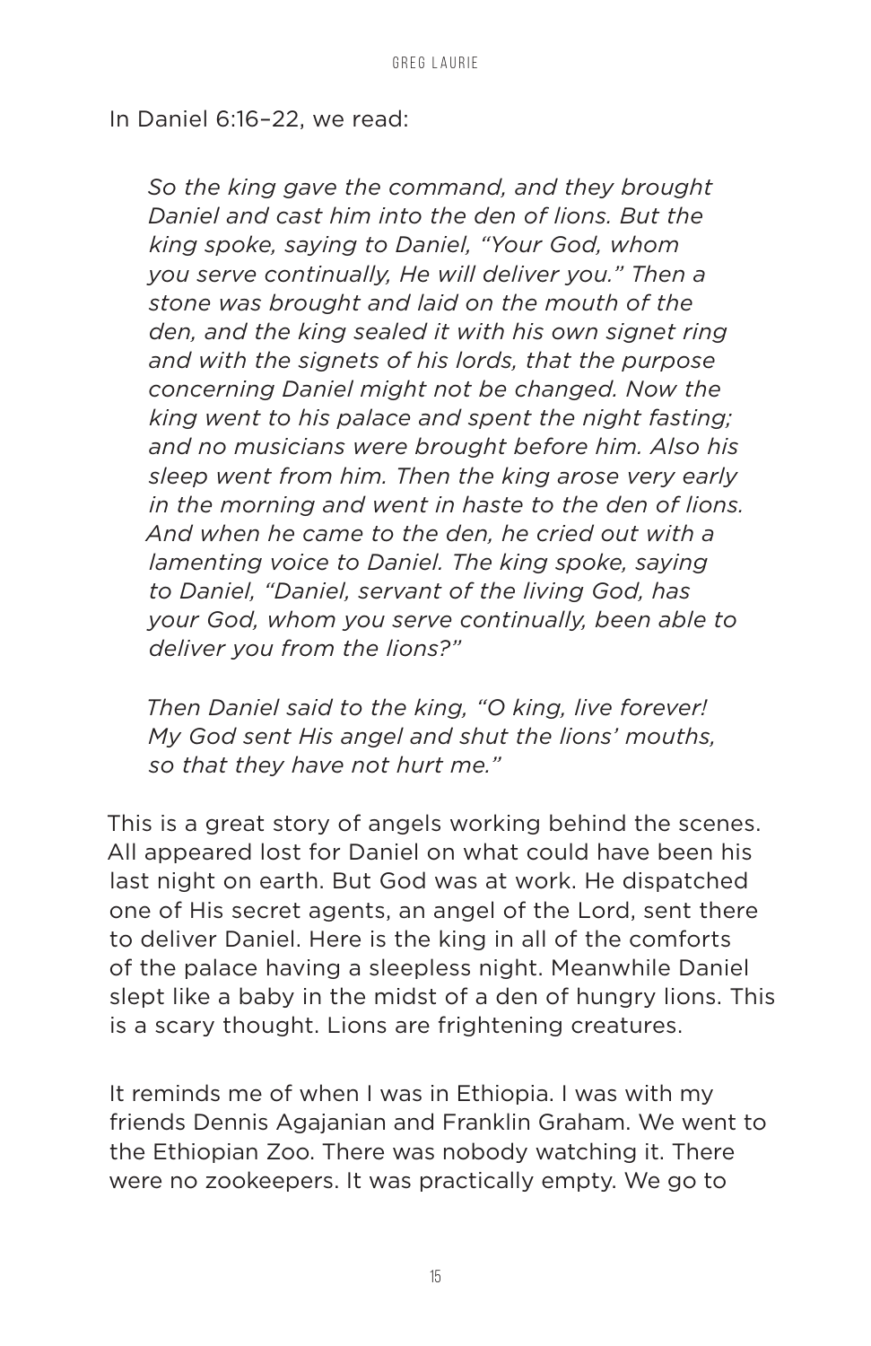In Daniel 6:16–22, we read:

> *So the king gave the command, and they brought Daniel and cast him into the den of lions. But the king spoke, saying to Daniel, "Your God, whom you serve continually, He will deliver you." Then a stone was brought and laid on the mouth of the den, and the king sealed it with his own signet ring and with the signets of his lords, that the purpose concerning Daniel might not be changed. Now the king went to his palace and spent the night fasting; and no musicians were brought before him. Also his sleep went from him. Then the king arose very early in the morning and went in haste to the den of lions. And when he came to the den, he cried out with a lamenting voice to Daniel. The king spoke, saying to Daniel, "Daniel, servant of the living God, has your God, whom you serve continually, been able to deliver you from the lions?"*
>
> *Then Daniel said to the king, "O king, live forever! My God sent His angel and shut the lions' mouths, so that they have not hurt me."*

This is a great story of angels working behind the scenes. All appeared lost for Daniel on what could have been his last night on earth. But God was at work. He dispatched one of His secret agents, an angel of the Lord, sent there to deliver Daniel. Here is the king in all of the comforts of the palace having a sleepless night. Meanwhile Daniel slept like a baby in the midst of a den of hungry lions. This is a scary thought. Lions are frightening creatures.

It reminds me of when I was in Ethiopia. I was with my friends Dennis Agajanian and Franklin Graham. We went to the Ethiopian Zoo. There was nobody watching it. There were no zookeepers. It was practically empty. We go to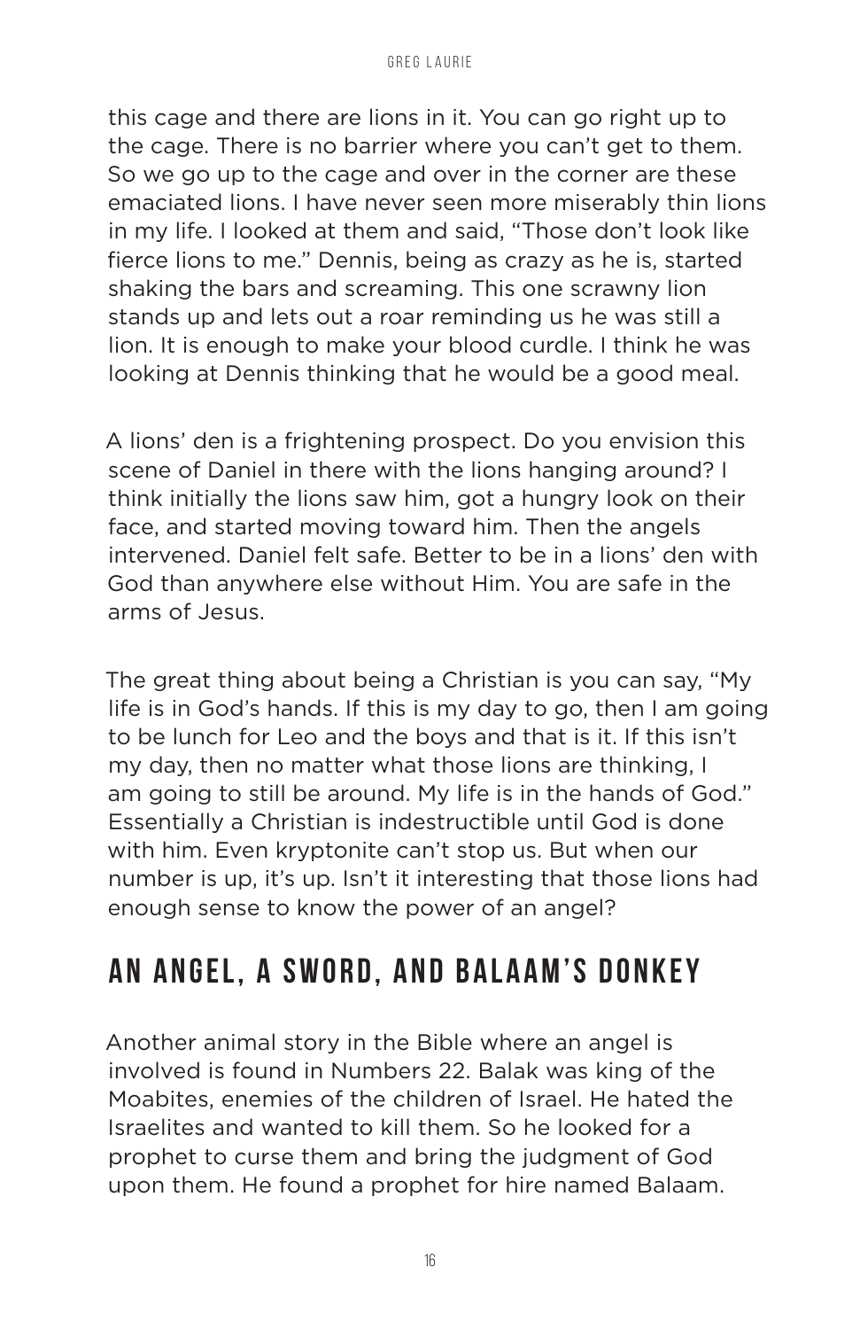this cage and there are lions in it. You can go right up to the cage. There is no barrier where you can't get to them. So we go up to the cage and over in the corner are these emaciated lions. I have never seen more miserably thin lions in my life. I looked at them and said, "Those don't look like fierce lions to me." Dennis, being as crazy as he is, started shaking the bars and screaming. This one scrawny lion stands up and lets out a roar reminding us he was still a lion. It is enough to make your blood curdle. I think he was looking at Dennis thinking that he would be a good meal.

A lions' den is a frightening prospect. Do you envision this scene of Daniel in there with the lions hanging around? I think initially the lions saw him, got a hungry look on their face, and started moving toward him. Then the angels intervened. Daniel felt safe. Better to be in a lions' den with God than anywhere else without Him. You are safe in the arms of Jesus.

The great thing about being a Christian is you can say, "My life is in God's hands. If this is my day to go, then I am going to be lunch for Leo and the boys and that is it. If this isn't my day, then no matter what those lions are thinking, I am going to still be around. My life is in the hands of God." Essentially a Christian is indestructible until God is done with him. Even kryptonite can't stop us. But when our number is up, it's up. Isn't it interesting that those lions had enough sense to know the power of an angel?

## AN ANGEL, A SWORD, AND BALAAM'S DONKEY

Another animal story in the Bible where an angel is involved is found in Numbers 22. Balak was king of the Moabites, enemies of the children of Israel. He hated the Israelites and wanted to kill them. So he looked for a prophet to curse them and bring the judgment of God upon them. He found a prophet for hire named Balaam.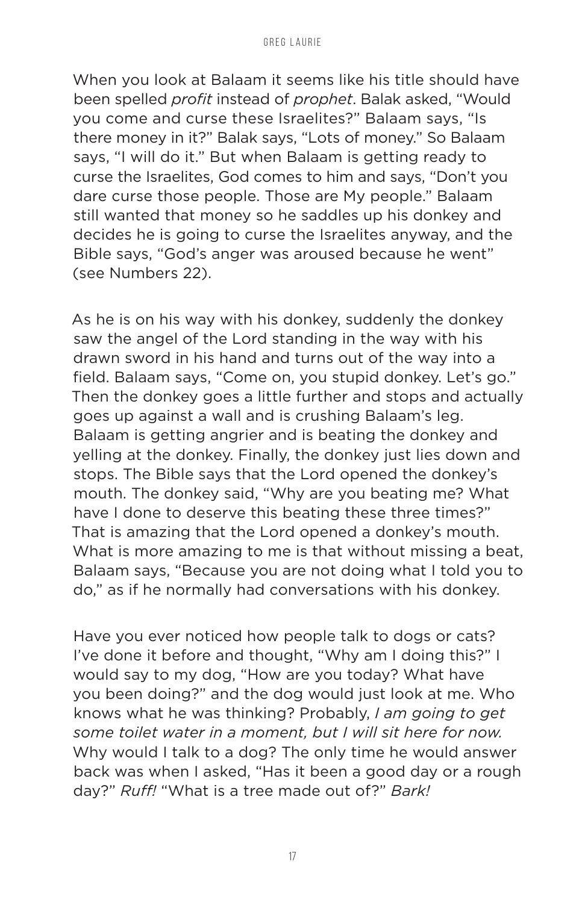When you look at Balaam it seems like his title should have been spelled *profit* instead of *prophet*. Balak asked, "Would you come and curse these Israelites?" Balaam says, "Is there money in it?" Balak says, "Lots of money." So Balaam says, "I will do it." But when Balaam is getting ready to curse the Israelites, God comes to him and says, "Don't you dare curse those people. Those are My people." Balaam still wanted that money so he saddles up his donkey and decides he is going to curse the Israelites anyway, and the Bible says, "God's anger was aroused because he went" (see Numbers 22).

As he is on his way with his donkey, suddenly the donkey saw the angel of the Lord standing in the way with his drawn sword in his hand and turns out of the way into a field. Balaam says, "Come on, you stupid donkey. Let's go." Then the donkey goes a little further and stops and actually goes up against a wall and is crushing Balaam's leg. Balaam is getting angrier and is beating the donkey and yelling at the donkey. Finally, the donkey just lies down and stops. The Bible says that the Lord opened the donkey's mouth. The donkey said, "Why are you beating me? What have I done to deserve this beating these three times?" That is amazing that the Lord opened a donkey's mouth. What is more amazing to me is that without missing a beat, Balaam says, "Because you are not doing what I told you to do," as if he normally had conversations with his donkey.

Have you ever noticed how people talk to dogs or cats? I've done it before and thought, "Why am I doing this?" I would say to my dog, "How are you today? What have you been doing?" and the dog would just look at me. Who knows what he was thinking? Probably, *I am going to get some toilet water in a moment, but I will sit here for now.* Why would I talk to a dog? The only time he would answer back was when I asked, "Has it been a good day or a rough day?" *Ruff!* "What is a tree made out of?" *Bark!*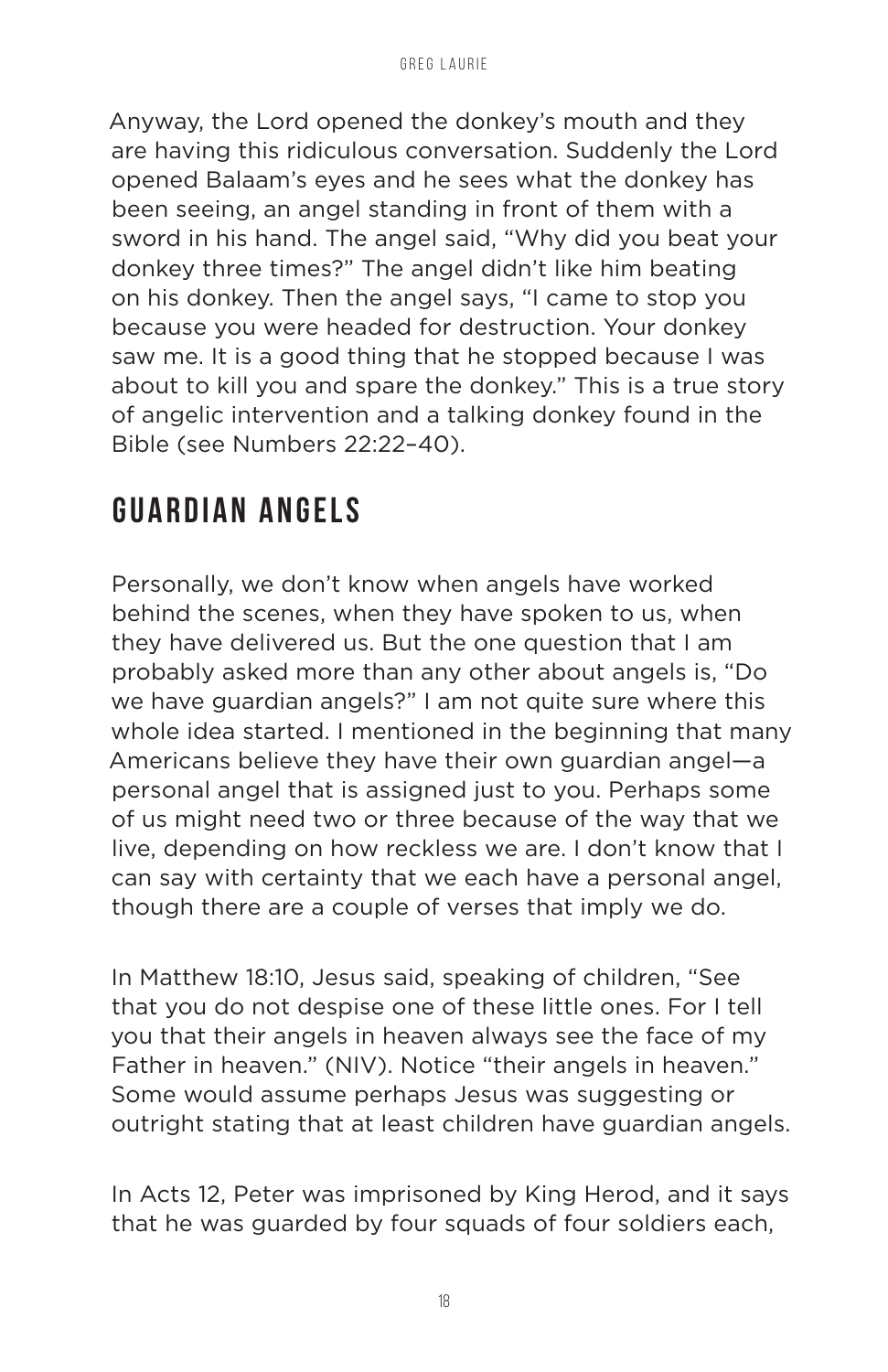Anyway, the Lord opened the donkey's mouth and they are having this ridiculous conversation. Suddenly the Lord opened Balaam's eyes and he sees what the donkey has been seeing, an angel standing in front of them with a sword in his hand. The angel said, "Why did you beat your donkey three times?" The angel didn't like him beating on his donkey. Then the angel says, "I came to stop you because you were headed for destruction. Your donkey saw me. It is a good thing that he stopped because I was about to kill you and spare the donkey." This is a true story of angelic intervention and a talking donkey found in the Bible (see Numbers 22:22–40).

## GUARDIAN ANGELS

Personally, we don't know when angels have worked behind the scenes, when they have spoken to us, when they have delivered us. But the one question that I am probably asked more than any other about angels is, "Do we have guardian angels?" I am not quite sure where this whole idea started. I mentioned in the beginning that many Americans believe they have their own guardian angel—a personal angel that is assigned just to you. Perhaps some of us might need two or three because of the way that we live, depending on how reckless we are. I don't know that I can say with certainty that we each have a personal angel, though there are a couple of verses that imply we do.

In Matthew 18:10, Jesus said, speaking of children, "See that you do not despise one of these little ones. For I tell you that their angels in heaven always see the face of my Father in heaven." (NIV). Notice "their angels in heaven." Some would assume perhaps Jesus was suggesting or outright stating that at least children have guardian angels.

In Acts 12, Peter was imprisoned by King Herod, and it says that he was guarded by four squads of four soldiers each,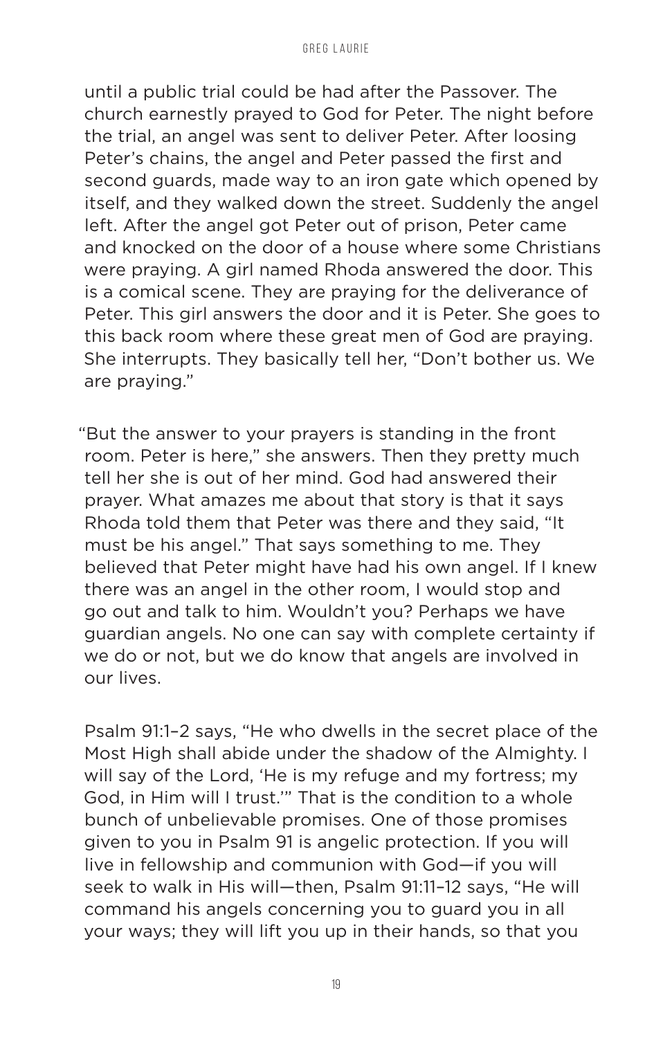until a public trial could be had after the Passover. The church earnestly prayed to God for Peter. The night before the trial, an angel was sent to deliver Peter. After loosing Peter's chains, the angel and Peter passed the first and second guards, made way to an iron gate which opened by itself, and they walked down the street. Suddenly the angel left. After the angel got Peter out of prison, Peter came and knocked on the door of a house where some Christians were praying. A girl named Rhoda answered the door. This is a comical scene. They are praying for the deliverance of Peter. This girl answers the door and it is Peter. She goes to this back room where these great men of God are praying. She interrupts. They basically tell her, "Don't bother us. We are praying."

"But the answer to your prayers is standing in the front room. Peter is here," she answers. Then they pretty much tell her she is out of her mind. God had answered their prayer. What amazes me about that story is that it says Rhoda told them that Peter was there and they said, "It must be his angel." That says something to me. They believed that Peter might have had his own angel. If I knew there was an angel in the other room, I would stop and go out and talk to him. Wouldn't you? Perhaps we have guardian angels. No one can say with complete certainty if we do or not, but we do know that angels are involved in our lives.

Psalm 91:1–2 says, "He who dwells in the secret place of the Most High shall abide under the shadow of the Almighty. I will say of the Lord, 'He is my refuge and my fortress; my God, in Him will I trust.'" That is the condition to a whole bunch of unbelievable promises. One of those promises given to you in Psalm 91 is angelic protection. If you will live in fellowship and communion with God—if you will seek to walk in His will—then, Psalm 91:11–12 says, "He will command his angels concerning you to guard you in all your ways; they will lift you up in their hands, so that you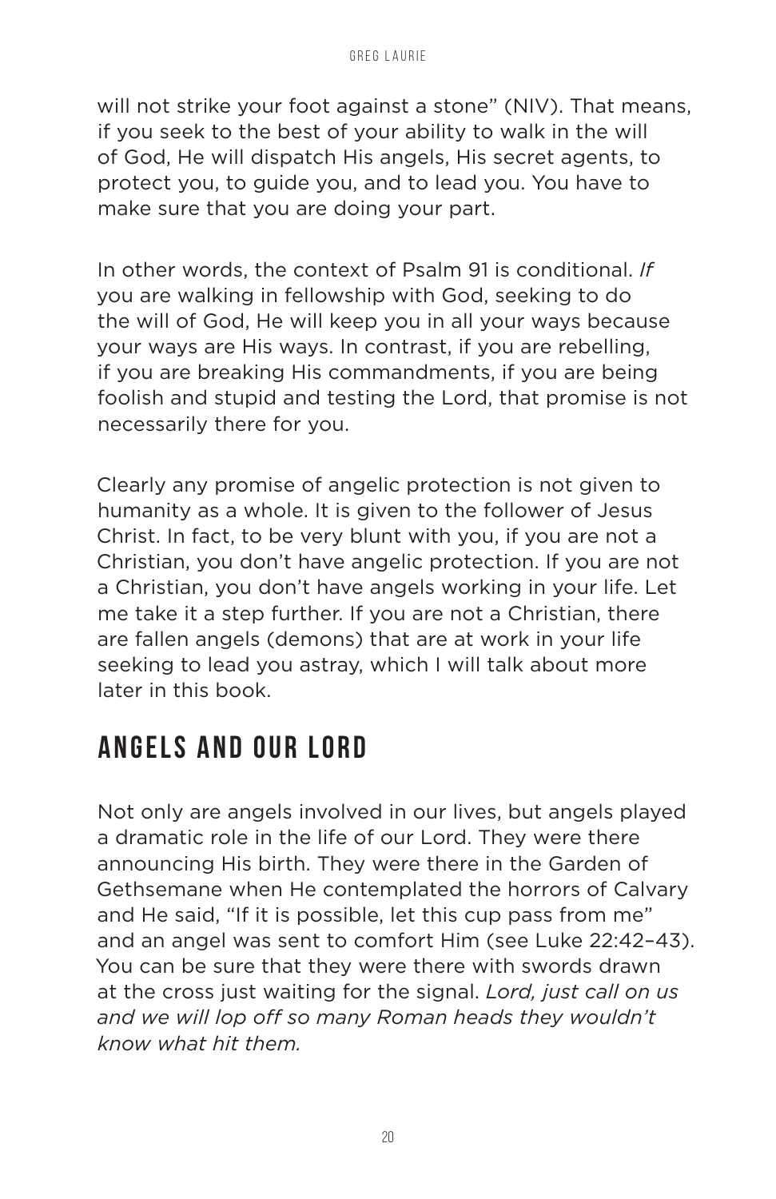will not strike your foot against a stone" (NIV). That means, if you seek to the best of your ability to walk in the will of God, He will dispatch His angels, His secret agents, to protect you, to guide you, and to lead you. You have to make sure that you are doing your part.

In other words, the context of Psalm 91 is conditional. *If* you are walking in fellowship with God, seeking to do the will of God, He will keep you in all your ways because your ways are His ways. In contrast, if you are rebelling, if you are breaking His commandments, if you are being foolish and stupid and testing the Lord, that promise is not necessarily there for you.

Clearly any promise of angelic protection is not given to humanity as a whole. It is given to the follower of Jesus Christ. In fact, to be very blunt with you, if you are not a Christian, you don't have angelic protection. If you are not a Christian, you don't have angels working in your life. Let me take it a step further. If you are not a Christian, there are fallen angels (demons) that are at work in your life seeking to lead you astray, which I will talk about more later in this book.

## ANGELS AND OUR LORD

Not only are angels involved in our lives, but angels played a dramatic role in the life of our Lord. They were there announcing His birth. They were there in the Garden of Gethsemane when He contemplated the horrors of Calvary and He said, "If it is possible, let this cup pass from me" and an angel was sent to comfort Him (see Luke 22:42–43). You can be sure that they were there with swords drawn at the cross just waiting for the signal. *Lord, just call on us and we will lop off so many Roman heads they wouldn't know what hit them.*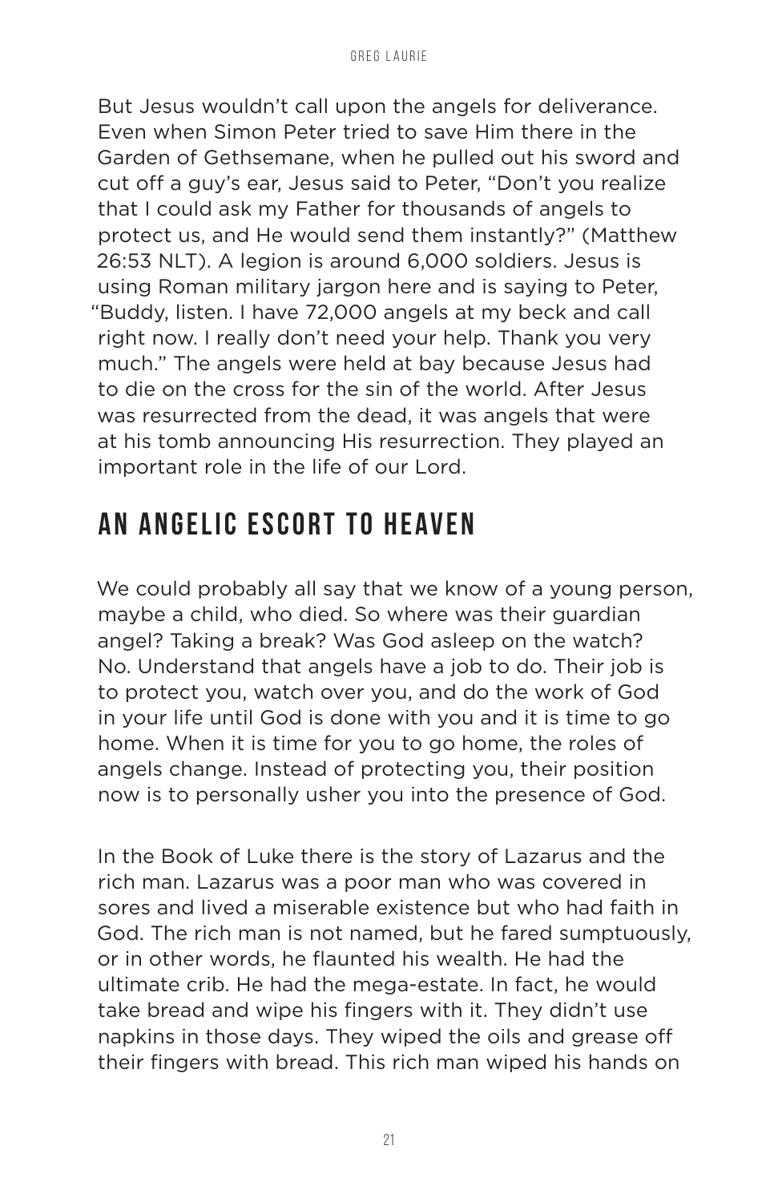But Jesus wouldn't call upon the angels for deliverance. Even when Simon Peter tried to save Him there in the Garden of Gethsemane, when he pulled out his sword and cut off a guy's ear, Jesus said to Peter, "Don't you realize that I could ask my Father for thousands of angels to protect us, and He would send them instantly?" (Matthew 26:53 NLT). A legion is around 6,000 soldiers. Jesus is using Roman military jargon here and is saying to Peter, "Buddy, listen. I have 72,000 angels at my beck and call right now. I really don't need your help. Thank you very much." The angels were held at bay because Jesus had to die on the cross for the sin of the world. After Jesus was resurrected from the dead, it was angels that were at his tomb announcing His resurrection. They played an important role in the life of our Lord.

## AN ANGELIC ESCORT TO HEAVEN

We could probably all say that we know of a young person, maybe a child, who died. So where was their guardian angel? Taking a break? Was God asleep on the watch? No. Understand that angels have a job to do. Their job is to protect you, watch over you, and do the work of God in your life until God is done with you and it is time to go home. When it is time for you to go home, the roles of angels change. Instead of protecting you, their position now is to personally usher you into the presence of God.

In the Book of Luke there is the story of Lazarus and the rich man. Lazarus was a poor man who was covered in sores and lived a miserable existence but who had faith in God. The rich man is not named, but he fared sumptuously, or in other words, he flaunted his wealth. He had the ultimate crib. He had the mega-estate. In fact, he would take bread and wipe his fingers with it. They didn't use napkins in those days. They wiped the oils and grease off their fingers with bread. This rich man wiped his hands on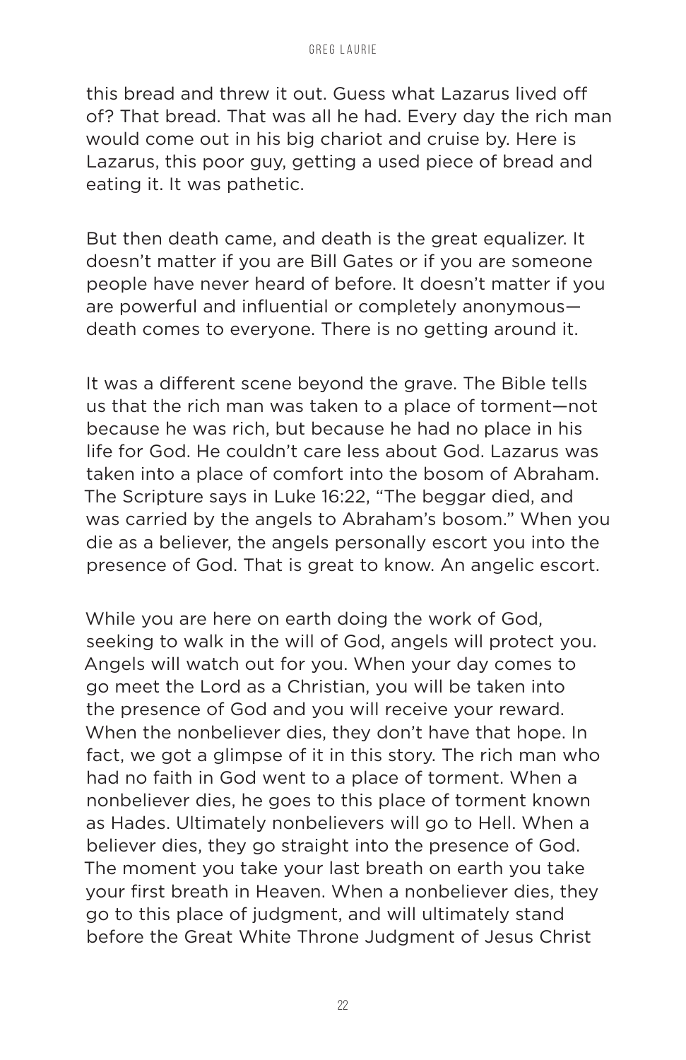this bread and threw it out. Guess what Lazarus lived off of? That bread. That was all he had. Every day the rich man would come out in his big chariot and cruise by. Here is Lazarus, this poor guy, getting a used piece of bread and eating it. It was pathetic.

But then death came, and death is the great equalizer. It doesn't matter if you are Bill Gates or if you are someone people have never heard of before. It doesn't matter if you are powerful and influential or completely anonymous—death comes to everyone. There is no getting around it.

It was a different scene beyond the grave. The Bible tells us that the rich man was taken to a place of torment—not because he was rich, but because he had no place in his life for God. He couldn't care less about God. Lazarus was taken into a place of comfort into the bosom of Abraham. The Scripture says in Luke 16:22, "The beggar died, and was carried by the angels to Abraham's bosom." When you die as a believer, the angels personally escort you into the presence of God. That is great to know. An angelic escort.

While you are here on earth doing the work of God, seeking to walk in the will of God, angels will protect you. Angels will watch out for you. When your day comes to go meet the Lord as a Christian, you will be taken into the presence of God and you will receive your reward. When the nonbeliever dies, they don't have that hope. In fact, we got a glimpse of it in this story. The rich man who had no faith in God went to a place of torment. When a nonbeliever dies, he goes to this place of torment known as Hades. Ultimately nonbelievers will go to Hell. When a believer dies, they go straight into the presence of God. The moment you take your last breath on earth you take your first breath in Heaven. When a nonbeliever dies, they go to this place of judgment, and will ultimately stand before the Great White Throne Judgment of Jesus Christ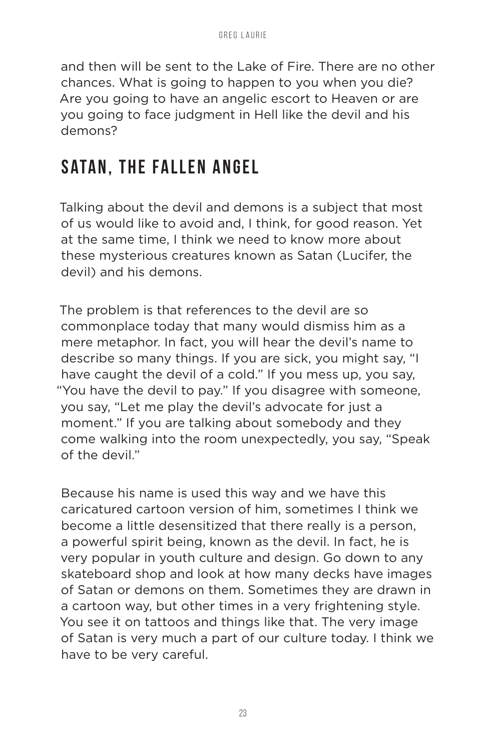and then will be sent to the Lake of Fire. There are no other chances. What is going to happen to you when you die? Are you going to have an angelic escort to Heaven or are you going to face judgment in Hell like the devil and his demons?

## SATAN, THE FALLEN ANGEL

Talking about the devil and demons is a subject that most of us would like to avoid and, I think, for good reason. Yet at the same time, I think we need to know more about these mysterious creatures known as Satan (Lucifer, the devil) and his demons.

The problem is that references to the devil are so commonplace today that many would dismiss him as a mere metaphor. In fact, you will hear the devil's name to describe so many things. If you are sick, you might say, "I have caught the devil of a cold." If you mess up, you say, "You have the devil to pay." If you disagree with someone, you say, "Let me play the devil's advocate for just a moment." If you are talking about somebody and they come walking into the room unexpectedly, you say, "Speak of the devil."

Because his name is used this way and we have this caricatured cartoon version of him, sometimes I think we become a little desensitized that there really is a person, a powerful spirit being, known as the devil. In fact, he is very popular in youth culture and design. Go down to any skateboard shop and look at how many decks have images of Satan or demons on them. Sometimes they are drawn in a cartoon way, but other times in a very frightening style. You see it on tattoos and things like that. The very image of Satan is very much a part of our culture today. I think we have to be very careful.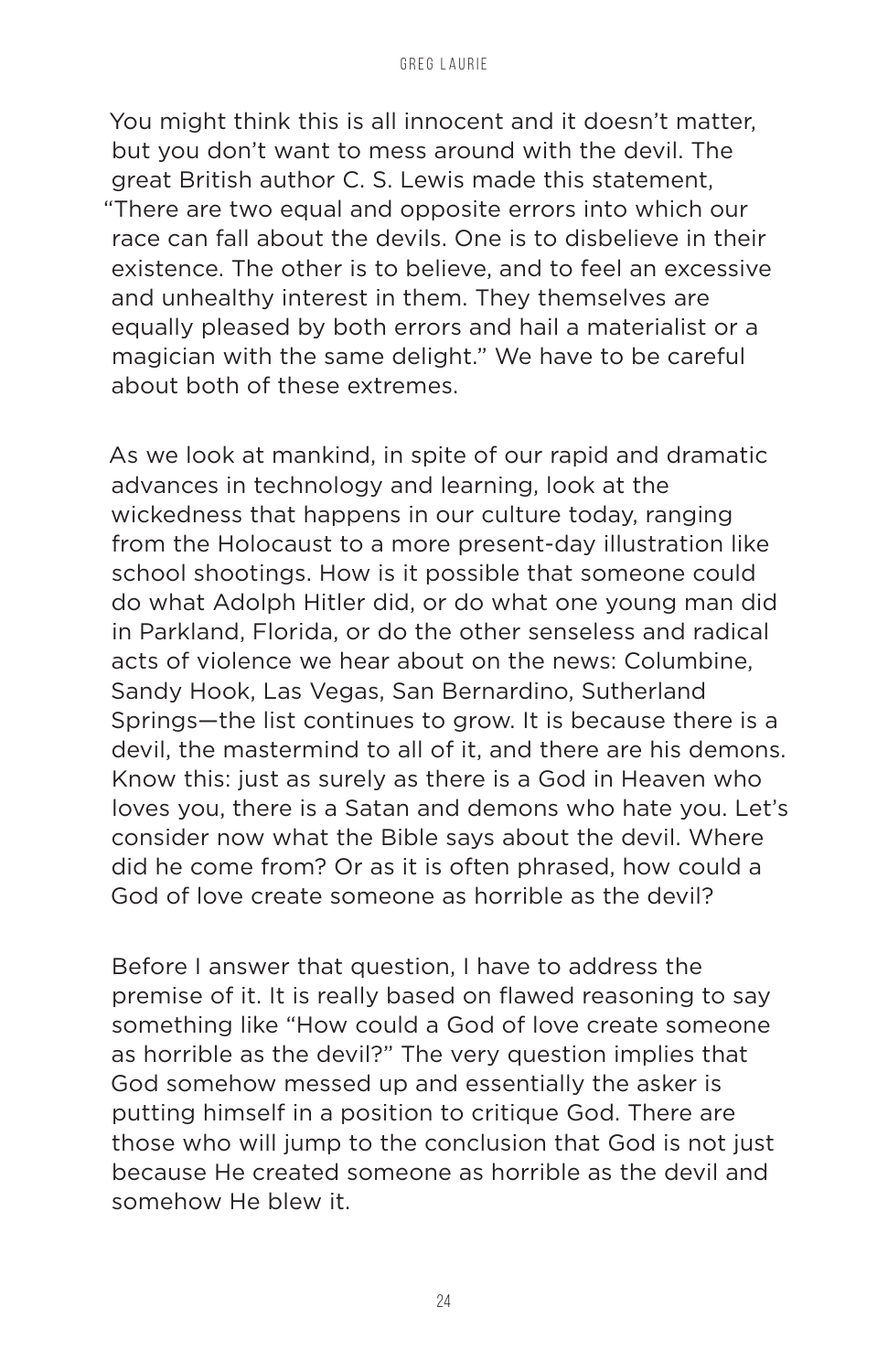You might think this is all innocent and it doesn't matter, but you don't want to mess around with the devil. The great British author C. S. Lewis made this statement, "There are two equal and opposite errors into which our race can fall about the devils. One is to disbelieve in their existence. The other is to believe, and to feel an excessive and unhealthy interest in them. They themselves are equally pleased by both errors and hail a materialist or a magician with the same delight." We have to be careful about both of these extremes.

As we look at mankind, in spite of our rapid and dramatic advances in technology and learning, look at the wickedness that happens in our culture today, ranging from the Holocaust to a more present-day illustration like school shootings. How is it possible that someone could do what Adolph Hitler did, or do what one young man did in Parkland, Florida, or do the other senseless and radical acts of violence we hear about on the news: Columbine, Sandy Hook, Las Vegas, San Bernardino, Sutherland Springs—the list continues to grow. It is because there is a devil, the mastermind to all of it, and there are his demons. Know this: just as surely as there is a God in Heaven who loves you, there is a Satan and demons who hate you. Let's consider now what the Bible says about the devil. Where did he come from? Or as it is often phrased, how could a God of love create someone as horrible as the devil?

Before I answer that question, I have to address the premise of it. It is really based on flawed reasoning to say something like "How could a God of love create someone as horrible as the devil?" The very question implies that God somehow messed up and essentially the asker is putting himself in a position to critique God. There are those who will jump to the conclusion that God is not just because He created someone as horrible as the devil and somehow He blew it.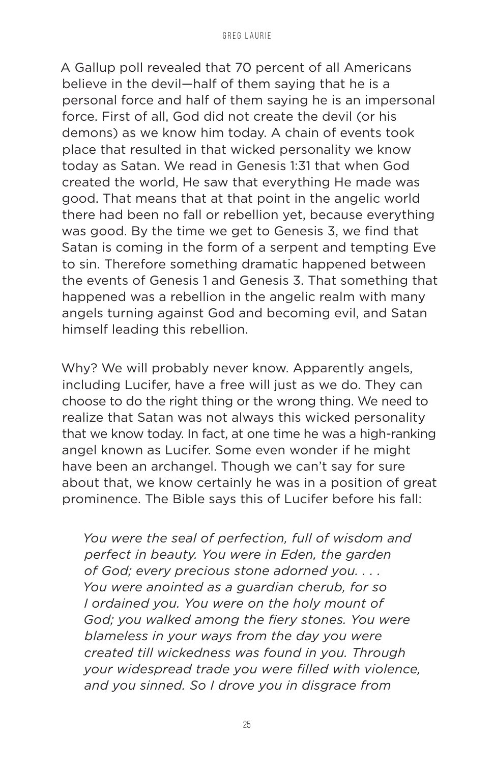A Gallup poll revealed that 70 percent of all Americans believe in the devil—half of them saying that he is a personal force and half of them saying he is an impersonal force. First of all, God did not create the devil (or his demons) as we know him today. A chain of events took place that resulted in that wicked personality we know today as Satan. We read in Genesis 1:31 that when God created the world, He saw that everything He made was good. That means that at that point in the angelic world there had been no fall or rebellion yet, because everything was good. By the time we get to Genesis 3, we find that Satan is coming in the form of a serpent and tempting Eve to sin. Therefore something dramatic happened between the events of Genesis 1 and Genesis 3. That something that happened was a rebellion in the angelic realm with many angels turning against God and becoming evil, and Satan himself leading this rebellion.

Why? We will probably never know. Apparently angels, including Lucifer, have a free will just as we do. They can choose to do the right thing or the wrong thing. We need to realize that Satan was not always this wicked personality that we know today. In fact, at one time he was a high-ranking angel known as Lucifer. Some even wonder if he might have been an archangel. Though we can't say for sure about that, we know certainly he was in a position of great prominence. The Bible says this of Lucifer before his fall:

> *You were the seal of perfection, full of wisdom and perfect in beauty. You were in Eden, the garden of God; every precious stone adorned you. . . . You were anointed as a guardian cherub, for so I ordained you. You were on the holy mount of God; you walked among the fiery stones. You were blameless in your ways from the day you were created till wickedness was found in you. Through your widespread trade you were filled with violence, and you sinned. So I drove you in disgrace from*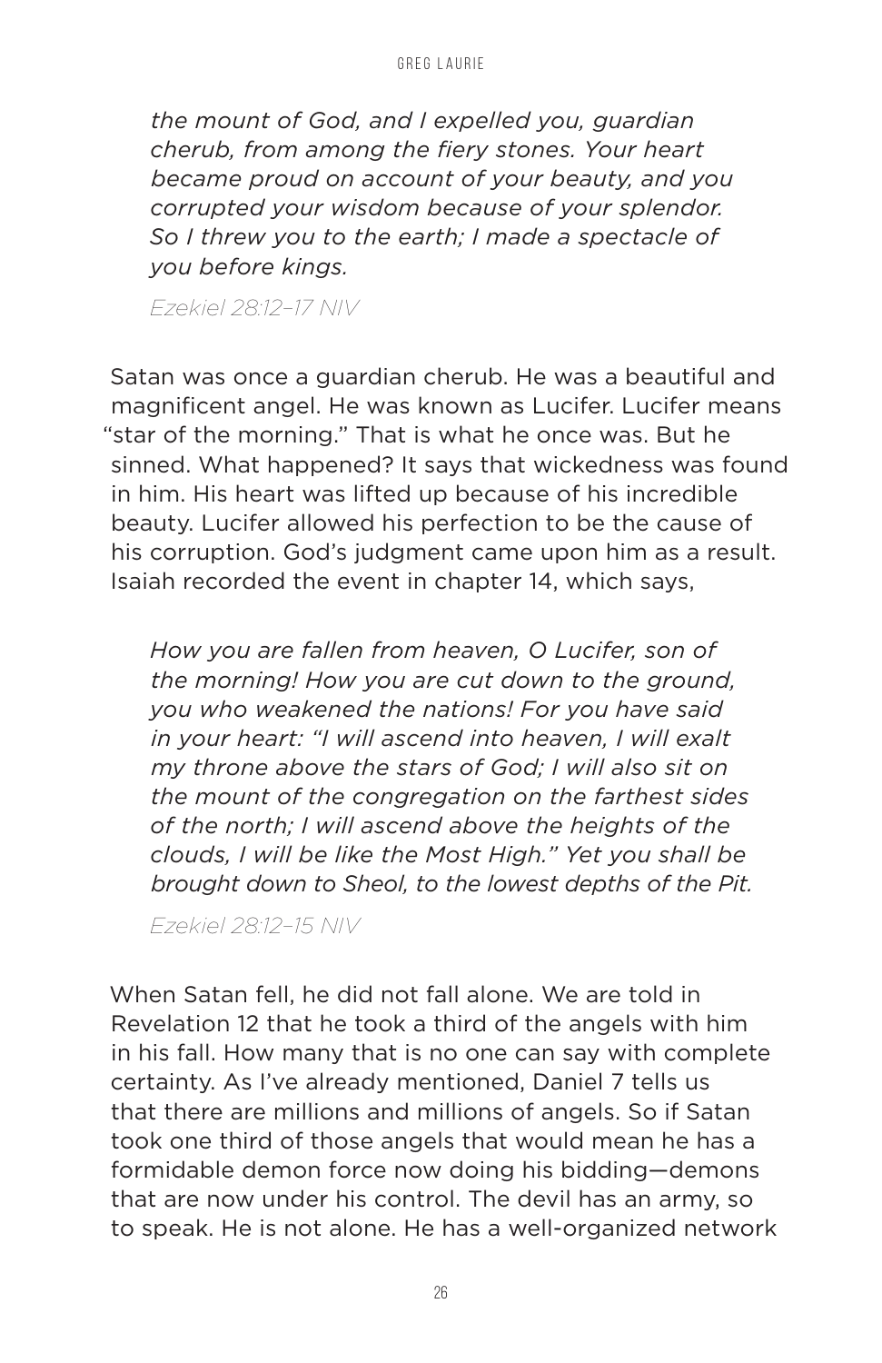*the mount of God, and I expelled you, guardian cherub, from among the fiery stones. Your heart became proud on account of your beauty, and you corrupted your wisdom because of your splendor. So I threw you to the earth; I made a spectacle of you before kings.*

*Ezekiel 28:12–17 NIV*

Satan was once a guardian cherub. He was a beautiful and magnificent angel. He was known as Lucifer. Lucifer means "star of the morning." That is what he once was. But he sinned. What happened? It says that wickedness was found in him. His heart was lifted up because of his incredible beauty. Lucifer allowed his perfection to be the cause of his corruption. God's judgment came upon him as a result. Isaiah recorded the event in chapter 14, which says,

*How you are fallen from heaven, O Lucifer, son of the morning! How you are cut down to the ground, you who weakened the nations! For you have said in your heart: "I will ascend into heaven, I will exalt my throne above the stars of God; I will also sit on the mount of the congregation on the farthest sides of the north; I will ascend above the heights of the clouds, I will be like the Most High." Yet you shall be brought down to Sheol, to the lowest depths of the Pit.*

*Ezekiel 28:12–15 NIV*

When Satan fell, he did not fall alone. We are told in Revelation 12 that he took a third of the angels with him in his fall. How many that is no one can say with complete certainty. As I've already mentioned, Daniel 7 tells us that there are millions and millions of angels. So if Satan took one third of those angels that would mean he has a formidable demon force now doing his bidding—demons that are now under his control. The devil has an army, so to speak. He is not alone. He has a well-organized network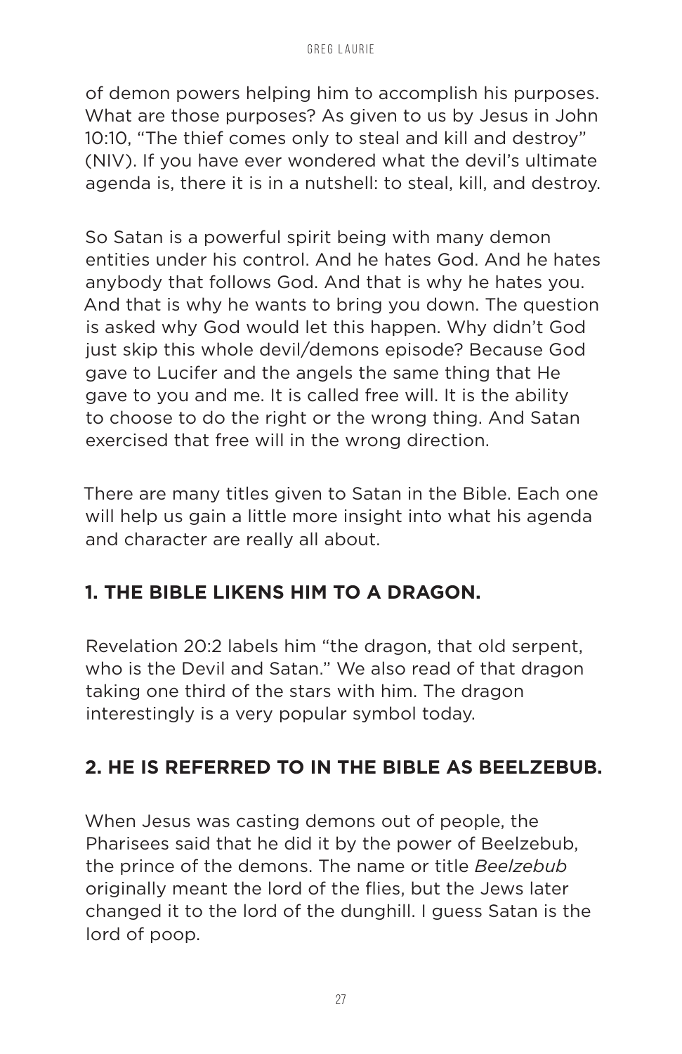of demon powers helping him to accomplish his purposes. What are those purposes? As given to us by Jesus in John 10:10, "The thief comes only to steal and kill and destroy" (NIV). If you have ever wondered what the devil's ultimate agenda is, there it is in a nutshell: to steal, kill, and destroy.

So Satan is a powerful spirit being with many demon entities under his control. And he hates God. And he hates anybody that follows God. And that is why he hates you. And that is why he wants to bring you down. The question is asked why God would let this happen. Why didn't God just skip this whole devil/demons episode? Because God gave to Lucifer and the angels the same thing that He gave to you and me. It is called free will. It is the ability to choose to do the right or the wrong thing. And Satan exercised that free will in the wrong direction.

There are many titles given to Satan in the Bible. Each one will help us gain a little more insight into what his agenda and character are really all about.

### 1. THE BIBLE LIKENS HIM TO A DRAGON.

Revelation 20:2 labels him "the dragon, that old serpent, who is the Devil and Satan." We also read of that dragon taking one third of the stars with him. The dragon interestingly is a very popular symbol today.

### 2. HE IS REFERRED TO IN THE BIBLE AS BEELZEBUB.

When Jesus was casting demons out of people, the Pharisees said that he did it by the power of Beelzebub, the prince of the demons. The name or title *Beelzebub* originally meant the lord of the flies, but the Jews later changed it to the lord of the dunghill. I guess Satan is the lord of poop.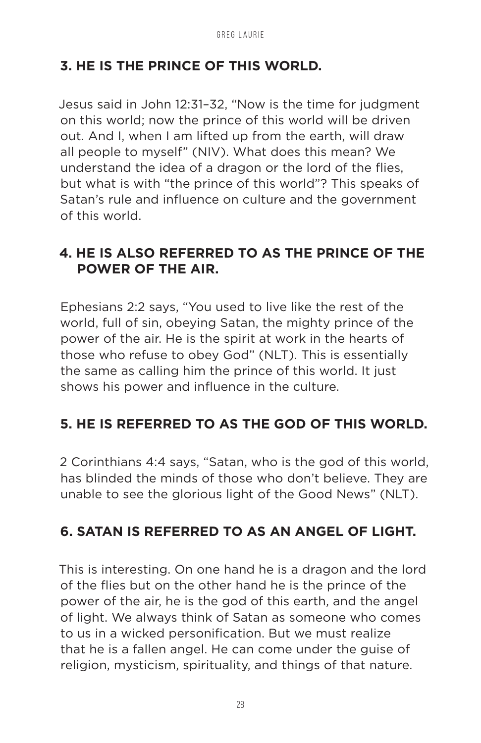### 3. HE IS THE PRINCE OF THIS WORLD.

Jesus said in John 12:31–32, "Now is the time for judgment on this world; now the prince of this world will be driven out. And I, when I am lifted up from the earth, will draw all people to myself" (NIV). What does this mean? We understand the idea of a dragon or the lord of the flies, but what is with "the prince of this world"? This speaks of Satan's rule and influence on culture and the government of this world.

### 4. HE IS ALSO REFERRED TO AS THE PRINCE OF THE POWER OF THE AIR.

Ephesians 2:2 says, "You used to live like the rest of the world, full of sin, obeying Satan, the mighty prince of the power of the air. He is the spirit at work in the hearts of those who refuse to obey God" (NLT). This is essentially the same as calling him the prince of this world. It just shows his power and influence in the culture.

### 5. HE IS REFERRED TO AS THE GOD OF THIS WORLD.

2 Corinthians 4:4 says, "Satan, who is the god of this world, has blinded the minds of those who don't believe. They are unable to see the glorious light of the Good News" (NLT).

### 6. SATAN IS REFERRED TO AS AN ANGEL OF LIGHT.

This is interesting. On one hand he is a dragon and the lord of the flies but on the other hand he is the prince of the power of the air, he is the god of this earth, and the angel of light. We always think of Satan as someone who comes to us in a wicked personification. But we must realize that he is a fallen angel. He can come under the guise of religion, mysticism, spirituality, and things of that nature.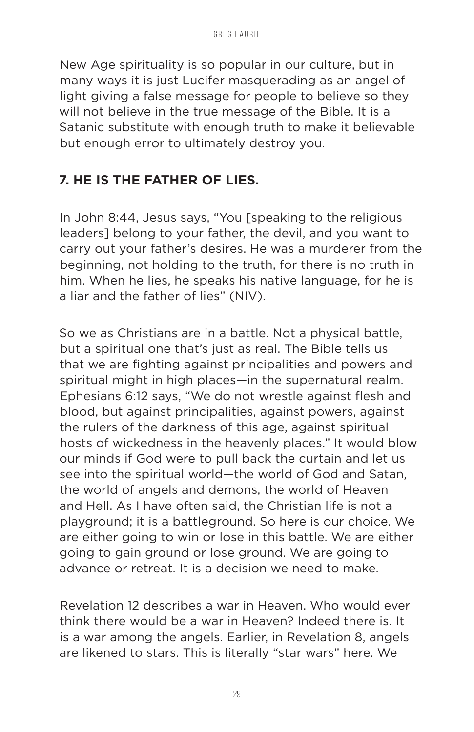New Age spirituality is so popular in our culture, but in many ways it is just Lucifer masquerading as an angel of light giving a false message for people to believe so they will not believe in the true message of the Bible. It is a Satanic substitute with enough truth to make it believable but enough error to ultimately destroy you.

## 7. HE IS THE FATHER OF LIES.

In John 8:44, Jesus says, "You [speaking to the religious leaders] belong to your father, the devil, and you want to carry out your father's desires. He was a murderer from the beginning, not holding to the truth, for there is no truth in him. When he lies, he speaks his native language, for he is a liar and the father of lies" (NIV).

So we as Christians are in a battle. Not a physical battle, but a spiritual one that's just as real. The Bible tells us that we are fighting against principalities and powers and spiritual might in high places—in the supernatural realm. Ephesians 6:12 says, "We do not wrestle against flesh and blood, but against principalities, against powers, against the rulers of the darkness of this age, against spiritual hosts of wickedness in the heavenly places." It would blow our minds if God were to pull back the curtain and let us see into the spiritual world—the world of God and Satan, the world of angels and demons, the world of Heaven and Hell. As I have often said, the Christian life is not a playground; it is a battleground. So here is our choice. We are either going to win or lose in this battle. We are either going to gain ground or lose ground. We are going to advance or retreat. It is a decision we need to make.

Revelation 12 describes a war in Heaven. Who would ever think there would be a war in Heaven? Indeed there is. It is a war among the angels. Earlier, in Revelation 8, angels are likened to stars. This is literally "star wars" here. We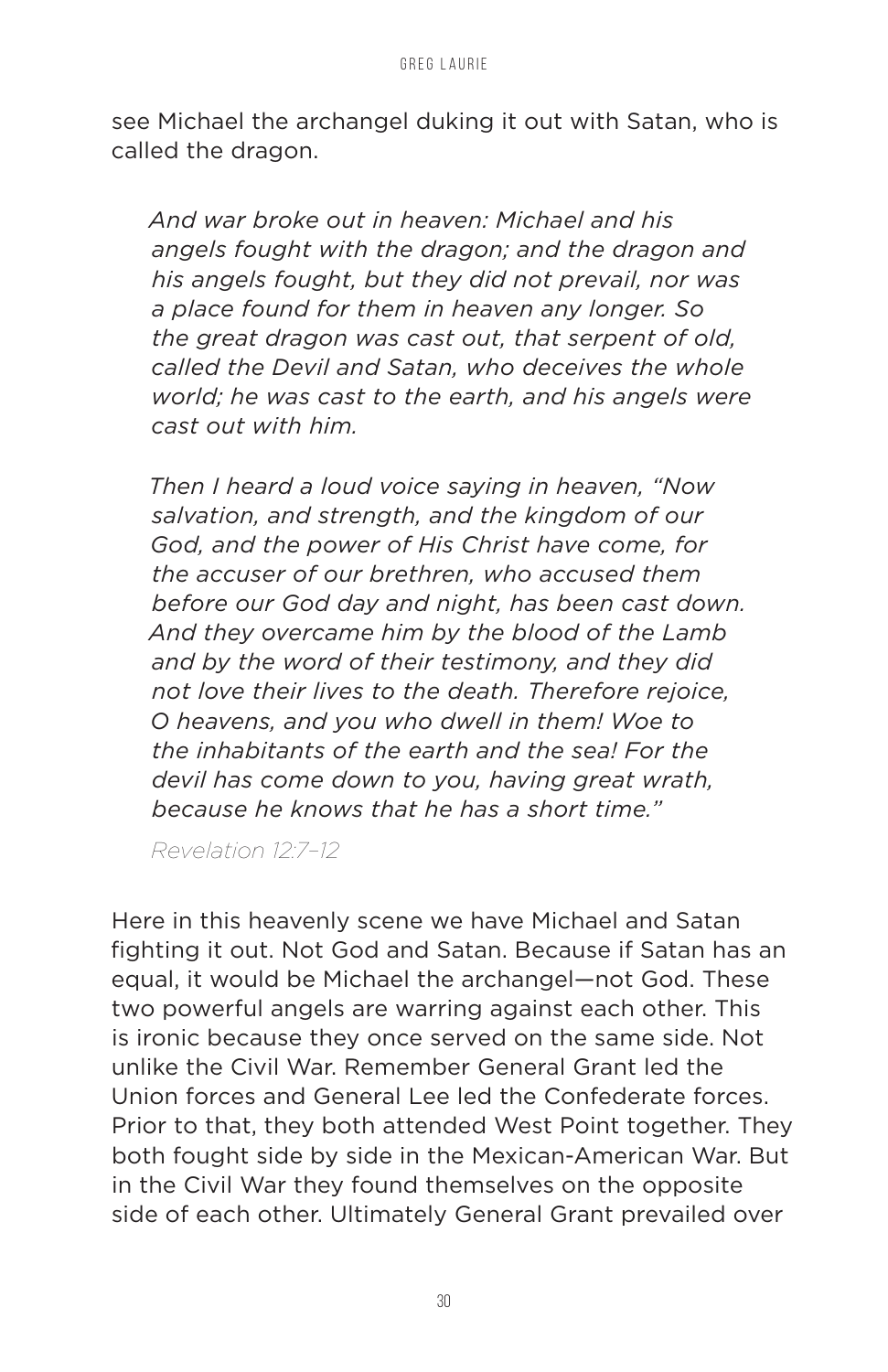see Michael the archangel duking it out with Satan, who is called the dragon.

> *And war broke out in heaven: Michael and his angels fought with the dragon; and the dragon and his angels fought, but they did not prevail, nor was a place found for them in heaven any longer. So the great dragon was cast out, that serpent of old, called the Devil and Satan, who deceives the whole world; he was cast to the earth, and his angels were cast out with him.*
>
> *Then I heard a loud voice saying in heaven, "Now salvation, and strength, and the kingdom of our God, and the power of His Christ have come, for the accuser of our brethren, who accused them before our God day and night, has been cast down. And they overcame him by the blood of the Lamb and by the word of their testimony, and they did not love their lives to the death. Therefore rejoice, O heavens, and you who dwell in them! Woe to the inhabitants of the earth and the sea! For the devil has come down to you, having great wrath, because he knows that he has a short time."*
>
> *Revelation 12:7–12*

Here in this heavenly scene we have Michael and Satan fighting it out. Not God and Satan. Because if Satan has an equal, it would be Michael the archangel—not God. These two powerful angels are warring against each other. This is ironic because they once served on the same side. Not unlike the Civil War. Remember General Grant led the Union forces and General Lee led the Confederate forces. Prior to that, they both attended West Point together. They both fought side by side in the Mexican-American War. But in the Civil War they found themselves on the opposite side of each other. Ultimately General Grant prevailed over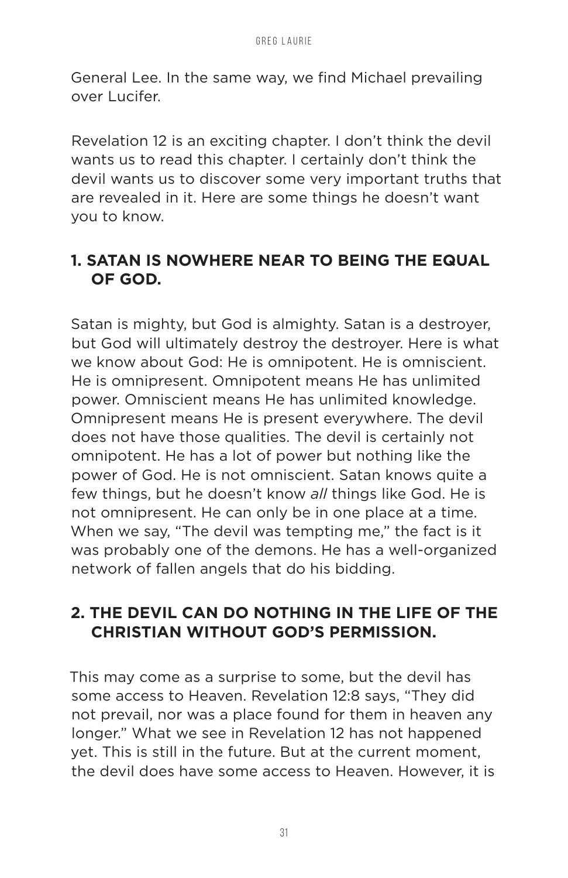General Lee. In the same way, we find Michael prevailing over Lucifer.

Revelation 12 is an exciting chapter. I don't think the devil wants us to read this chapter. I certainly don't think the devil wants us to discover some very important truths that are revealed in it. Here are some things he doesn't want you to know.

### 1. SATAN IS NOWHERE NEAR TO BEING THE EQUAL OF GOD.

Satan is mighty, but God is almighty. Satan is a destroyer, but God will ultimately destroy the destroyer. Here is what we know about God: He is omnipotent. He is omniscient. He is omnipresent. Omnipotent means He has unlimited power. Omniscient means He has unlimited knowledge. Omnipresent means He is present everywhere. The devil does not have those qualities. The devil is certainly not omnipotent. He has a lot of power but nothing like the power of God. He is not omniscient. Satan knows quite a few things, but he doesn't know *all* things like God. He is not omnipresent. He can only be in one place at a time. When we say, "The devil was tempting me," the fact is it was probably one of the demons. He has a well-organized network of fallen angels that do his bidding.

### 2. THE DEVIL CAN DO NOTHING IN THE LIFE OF THE CHRISTIAN WITHOUT GOD'S PERMISSION.

This may come as a surprise to some, but the devil has some access to Heaven. Revelation 12:8 says, "They did not prevail, nor was a place found for them in heaven any longer." What we see in Revelation 12 has not happened yet. This is still in the future. But at the current moment, the devil does have some access to Heaven. However, it is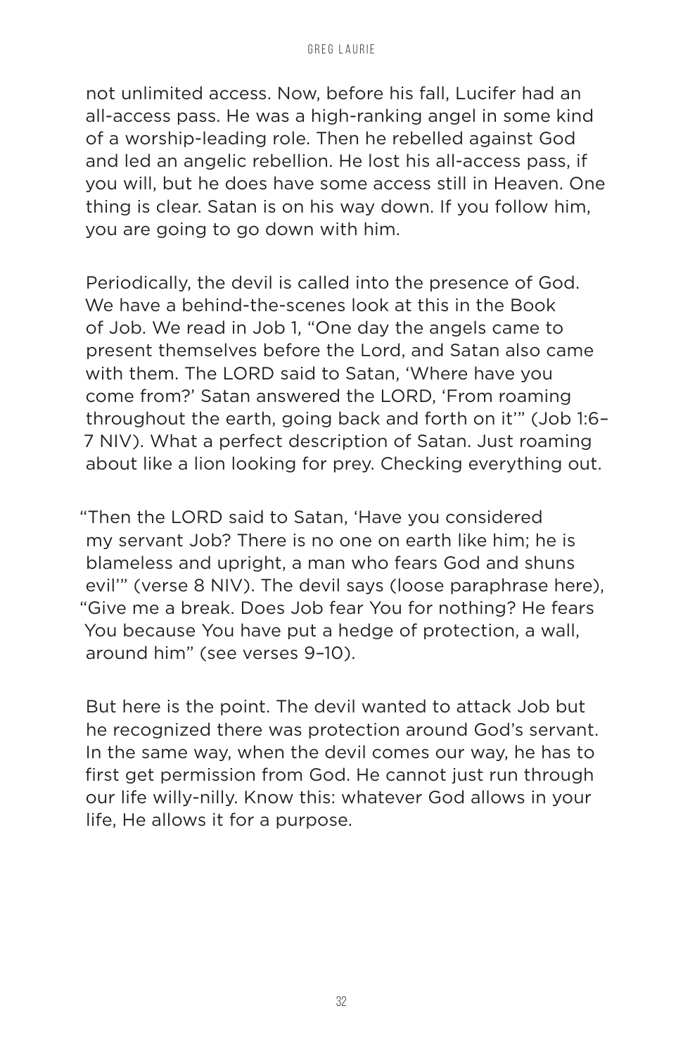not unlimited access. Now, before his fall, Lucifer had an all-access pass. He was a high-ranking angel in some kind of a worship-leading role. Then he rebelled against God and led an angelic rebellion. He lost his all-access pass, if you will, but he does have some access still in Heaven. One thing is clear. Satan is on his way down. If you follow him, you are going to go down with him.

Periodically, the devil is called into the presence of God. We have a behind-the-scenes look at this in the Book of Job. We read in Job 1, "One day the angels came to present themselves before the Lord, and Satan also came with them. The LORD said to Satan, 'Where have you come from?' Satan answered the LORD, 'From roaming throughout the earth, going back and forth on it'" (Job 1:6–7 NIV). What a perfect description of Satan. Just roaming about like a lion looking for prey. Checking everything out.

"Then the LORD said to Satan, 'Have you considered my servant Job? There is no one on earth like him; he is blameless and upright, a man who fears God and shuns evil'" (verse 8 NIV). The devil says (loose paraphrase here), "Give me a break. Does Job fear You for nothing? He fears You because You have put a hedge of protection, a wall, around him" (see verses 9–10).

But here is the point. The devil wanted to attack Job but he recognized there was protection around God's servant. In the same way, when the devil comes our way, he has to first get permission from God. He cannot just run through our life willy-nilly. Know this: whatever God allows in your life, He allows it for a purpose.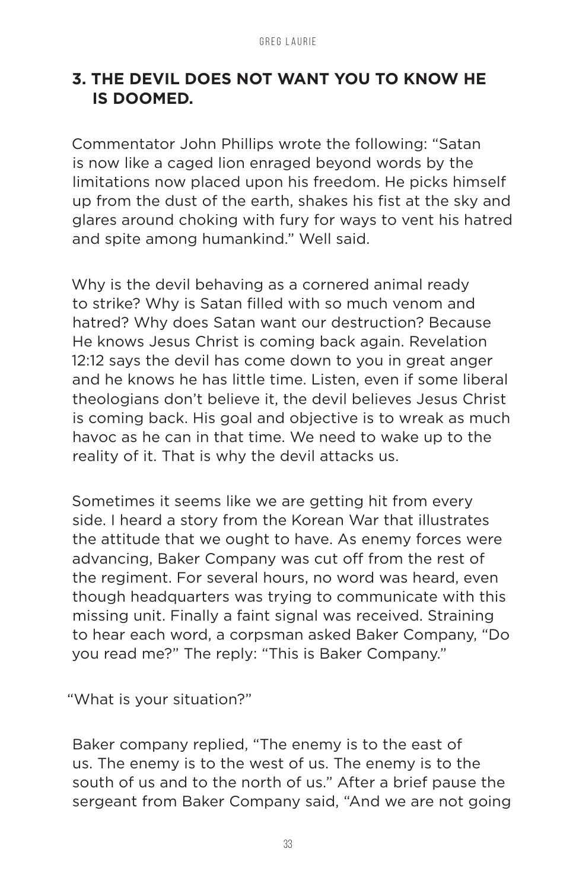## 3. THE DEVIL DOES NOT WANT YOU TO KNOW HE IS DOOMED.

Commentator John Phillips wrote the following: "Satan is now like a caged lion enraged beyond words by the limitations now placed upon his freedom. He picks himself up from the dust of the earth, shakes his fist at the sky and glares around choking with fury for ways to vent his hatred and spite among humankind." Well said.

Why is the devil behaving as a cornered animal ready to strike? Why is Satan filled with so much venom and hatred? Why does Satan want our destruction? Because He knows Jesus Christ is coming back again. Revelation 12:12 says the devil has come down to you in great anger and he knows he has little time. Listen, even if some liberal theologians don't believe it, the devil believes Jesus Christ is coming back. His goal and objective is to wreak as much havoc as he can in that time. We need to wake up to the reality of it. That is why the devil attacks us.

Sometimes it seems like we are getting hit from every side. I heard a story from the Korean War that illustrates the attitude that we ought to have. As enemy forces were advancing, Baker Company was cut off from the rest of the regiment. For several hours, no word was heard, even though headquarters was trying to communicate with this missing unit. Finally a faint signal was received. Straining to hear each word, a corpsman asked Baker Company, "Do you read me?" The reply: "This is Baker Company."

"What is your situation?"

Baker company replied, "The enemy is to the east of us. The enemy is to the west of us. The enemy is to the south of us and to the north of us." After a brief pause the sergeant from Baker Company said, "And we are not going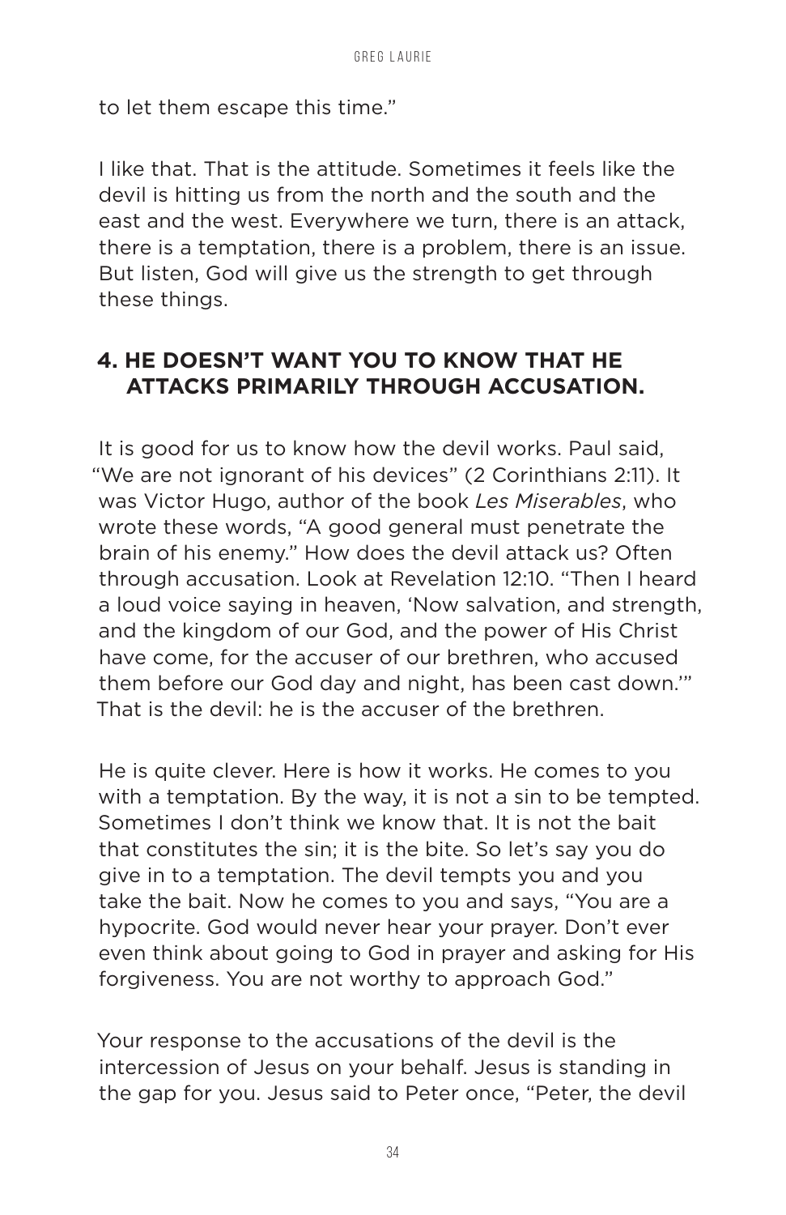to let them escape this time."

I like that. That is the attitude. Sometimes it feels like the devil is hitting us from the north and the south and the east and the west. Everywhere we turn, there is an attack, there is a temptation, there is a problem, there is an issue. But listen, God will give us the strength to get through these things.

## 4. HE DOESN'T WANT YOU TO KNOW THAT HE ATTACKS PRIMARILY THROUGH ACCUSATION.

It is good for us to know how the devil works. Paul said, "We are not ignorant of his devices" (2 Corinthians 2:11). It was Victor Hugo, author of the book *Les Miserables*, who wrote these words, "A good general must penetrate the brain of his enemy." How does the devil attack us? Often through accusation. Look at Revelation 12:10. "Then I heard a loud voice saying in heaven, 'Now salvation, and strength, and the kingdom of our God, and the power of His Christ have come, for the accuser of our brethren, who accused them before our God day and night, has been cast down.'" That is the devil: he is the accuser of the brethren.

He is quite clever. Here is how it works. He comes to you with a temptation. By the way, it is not a sin to be tempted. Sometimes I don't think we know that. It is not the bait that constitutes the sin; it is the bite. So let's say you do give in to a temptation. The devil tempts you and you take the bait. Now he comes to you and says, "You are a hypocrite. God would never hear your prayer. Don't ever even think about going to God in prayer and asking for His forgiveness. You are not worthy to approach God."

Your response to the accusations of the devil is the intercession of Jesus on your behalf. Jesus is standing in the gap for you. Jesus said to Peter once, "Peter, the devil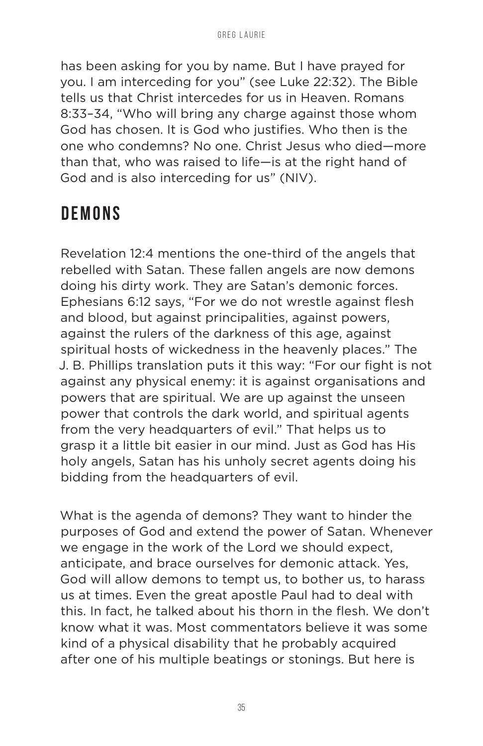has been asking for you by name. But I have prayed for you. I am interceding for you" (see Luke 22:32). The Bible tells us that Christ intercedes for us in Heaven. Romans 8:33–34, "Who will bring any charge against those whom God has chosen. It is God who justifies. Who then is the one who condemns? No one. Christ Jesus who died—more than that, who was raised to life—is at the right hand of God and is also interceding for us" (NIV).

## DEMONS

Revelation 12:4 mentions the one-third of the angels that rebelled with Satan. These fallen angels are now demons doing his dirty work. They are Satan's demonic forces. Ephesians 6:12 says, "For we do not wrestle against flesh and blood, but against principalities, against powers, against the rulers of the darkness of this age, against spiritual hosts of wickedness in the heavenly places." The J. B. Phillips translation puts it this way: "For our fight is not against any physical enemy: it is against organisations and powers that are spiritual. We are up against the unseen power that controls the dark world, and spiritual agents from the very headquarters of evil." That helps us to grasp it a little bit easier in our mind. Just as God has His holy angels, Satan has his unholy secret agents doing his bidding from the headquarters of evil.

What is the agenda of demons? They want to hinder the purposes of God and extend the power of Satan. Whenever we engage in the work of the Lord we should expect, anticipate, and brace ourselves for demonic attack. Yes, God will allow demons to tempt us, to bother us, to harass us at times. Even the great apostle Paul had to deal with this. In fact, he talked about his thorn in the flesh. We don't know what it was. Most commentators believe it was some kind of a physical disability that he probably acquired after one of his multiple beatings or stonings. But here is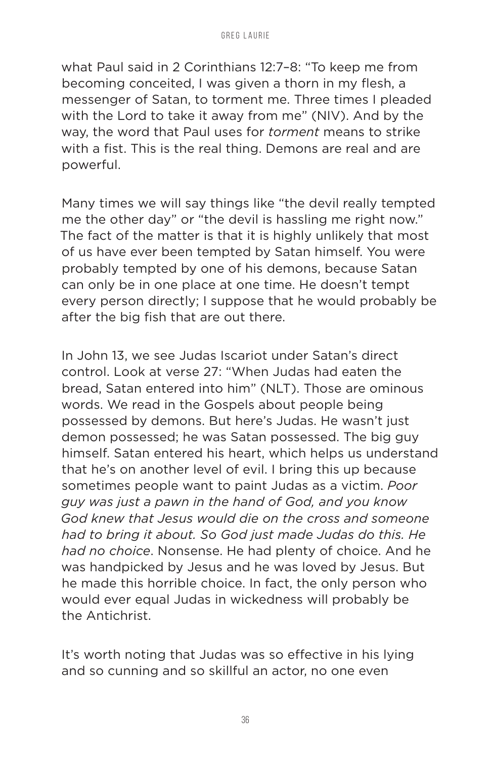what Paul said in 2 Corinthians 12:7–8: “To keep me from becoming conceited, I was given a thorn in my flesh, a messenger of Satan, to torment me. Three times I pleaded with the Lord to take it away from me” (NIV). And by the way, the word that Paul uses for *torment* means to strike with a fist. This is the real thing. Demons are real and are powerful.

Many times we will say things like “the devil really tempted me the other day” or “the devil is hassling me right now.” The fact of the matter is that it is highly unlikely that most of us have ever been tempted by Satan himself. You were probably tempted by one of his demons, because Satan can only be in one place at one time. He doesn’t tempt every person directly; I suppose that he would probably be after the big fish that are out there.

In John 13, we see Judas Iscariot under Satan’s direct control. Look at verse 27: “When Judas had eaten the bread, Satan entered into him” (NLT). Those are ominous words. We read in the Gospels about people being possessed by demons. But here’s Judas. He wasn’t just demon possessed; he was Satan possessed. The big guy himself. Satan entered his heart, which helps us understand that he’s on another level of evil. I bring this up because sometimes people want to paint Judas as a victim. *Poor guy was just a pawn in the hand of God, and you know God knew that Jesus would die on the cross and someone had to bring it about. So God just made Judas do this. He had no choice*. Nonsense. He had plenty of choice. And he was handpicked by Jesus and he was loved by Jesus. But he made this horrible choice. In fact, the only person who would ever equal Judas in wickedness will probably be the Antichrist.

It’s worth noting that Judas was so effective in his lying and so cunning and so skillful an actor, no one even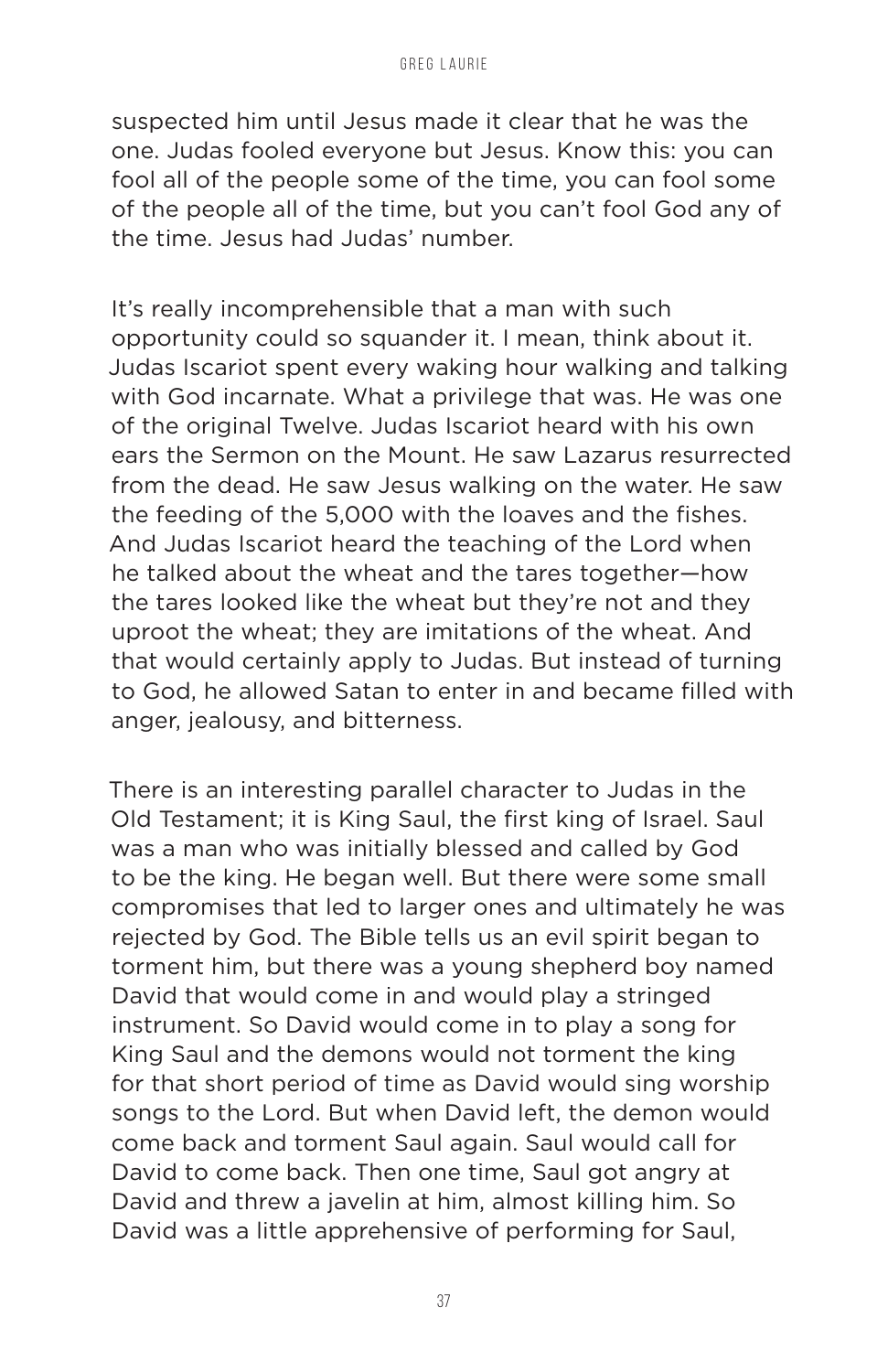suspected him until Jesus made it clear that he was the one. Judas fooled everyone but Jesus. Know this: you can fool all of the people some of the time, you can fool some of the people all of the time, but you can't fool God any of the time. Jesus had Judas' number.

It's really incomprehensible that a man with such opportunity could so squander it. I mean, think about it. Judas Iscariot spent every waking hour walking and talking with God incarnate. What a privilege that was. He was one of the original Twelve. Judas Iscariot heard with his own ears the Sermon on the Mount. He saw Lazarus resurrected from the dead. He saw Jesus walking on the water. He saw the feeding of the 5,000 with the loaves and the fishes. And Judas Iscariot heard the teaching of the Lord when he talked about the wheat and the tares together—how the tares looked like the wheat but they're not and they uproot the wheat; they are imitations of the wheat. And that would certainly apply to Judas. But instead of turning to God, he allowed Satan to enter in and became filled with anger, jealousy, and bitterness.

There is an interesting parallel character to Judas in the Old Testament; it is King Saul, the first king of Israel. Saul was a man who was initially blessed and called by God to be the king. He began well. But there were some small compromises that led to larger ones and ultimately he was rejected by God. The Bible tells us an evil spirit began to torment him, but there was a young shepherd boy named David that would come in and would play a stringed instrument. So David would come in to play a song for King Saul and the demons would not torment the king for that short period of time as David would sing worship songs to the Lord. But when David left, the demon would come back and torment Saul again. Saul would call for David to come back. Then one time, Saul got angry at David and threw a javelin at him, almost killing him. So David was a little apprehensive of performing for Saul,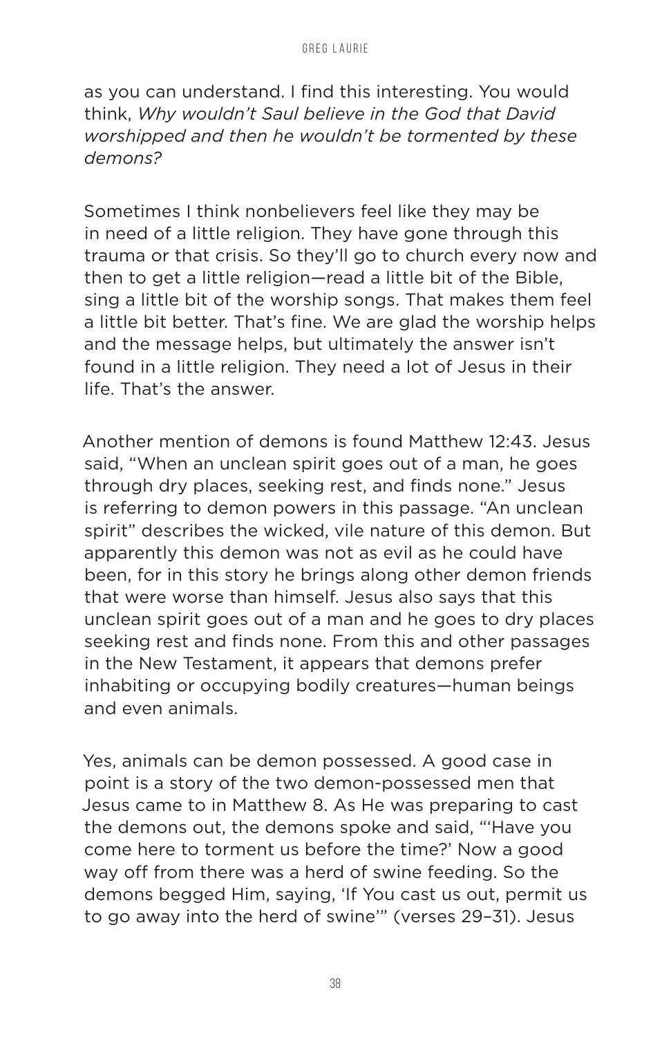as you can understand. I find this interesting. You would think, *Why wouldn't Saul believe in the God that David worshipped and then he wouldn't be tormented by these demons?*

Sometimes I think nonbelievers feel like they may be in need of a little religion. They have gone through this trauma or that crisis. So they'll go to church every now and then to get a little religion—read a little bit of the Bible, sing a little bit of the worship songs. That makes them feel a little bit better. That's fine. We are glad the worship helps and the message helps, but ultimately the answer isn't found in a little religion. They need a lot of Jesus in their life. That's the answer.

Another mention of demons is found Matthew 12:43. Jesus said, "When an unclean spirit goes out of a man, he goes through dry places, seeking rest, and finds none." Jesus is referring to demon powers in this passage. "An unclean spirit" describes the wicked, vile nature of this demon. But apparently this demon was not as evil as he could have been, for in this story he brings along other demon friends that were worse than himself. Jesus also says that this unclean spirit goes out of a man and he goes to dry places seeking rest and finds none. From this and other passages in the New Testament, it appears that demons prefer inhabiting or occupying bodily creatures—human beings and even animals.

Yes, animals can be demon possessed. A good case in point is a story of the two demon-possessed men that Jesus came to in Matthew 8. As He was preparing to cast the demons out, the demons spoke and said, "'Have you come here to torment us before the time?' Now a good way off from there was a herd of swine feeding. So the demons begged Him, saying, 'If You cast us out, permit us to go away into the herd of swine'" (verses 29–31). Jesus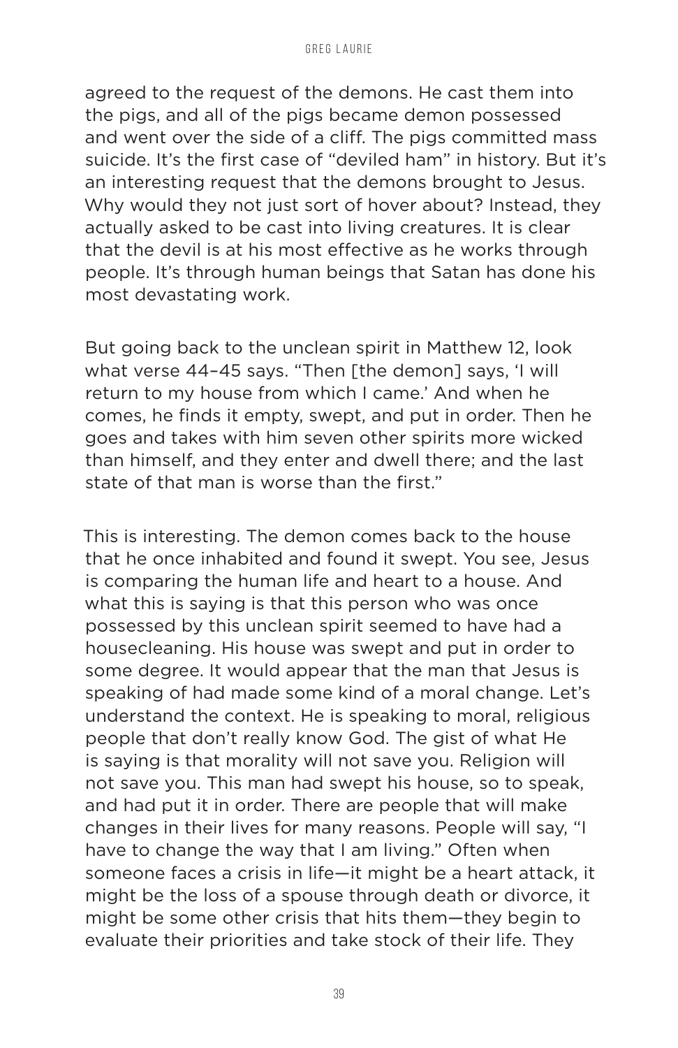agreed to the request of the demons. He cast them into the pigs, and all of the pigs became demon possessed and went over the side of a cliff. The pigs committed mass suicide. It's the first case of "deviled ham" in history. But it's an interesting request that the demons brought to Jesus. Why would they not just sort of hover about? Instead, they actually asked to be cast into living creatures. It is clear that the devil is at his most effective as he works through people. It's through human beings that Satan has done his most devastating work.

But going back to the unclean spirit in Matthew 12, look what verse 44–45 says. "Then [the demon] says, 'I will return to my house from which I came.' And when he comes, he finds it empty, swept, and put in order. Then he goes and takes with him seven other spirits more wicked than himself, and they enter and dwell there; and the last state of that man is worse than the first."

This is interesting. The demon comes back to the house that he once inhabited and found it swept. You see, Jesus is comparing the human life and heart to a house. And what this is saying is that this person who was once possessed by this unclean spirit seemed to have had a housecleaning. His house was swept and put in order to some degree. It would appear that the man that Jesus is speaking of had made some kind of a moral change. Let's understand the context. He is speaking to moral, religious people that don't really know God. The gist of what He is saying is that morality will not save you. Religion will not save you. This man had swept his house, so to speak, and had put it in order. There are people that will make changes in their lives for many reasons. People will say, "I have to change the way that I am living." Often when someone faces a crisis in life—it might be a heart attack, it might be the loss of a spouse through death or divorce, it might be some other crisis that hits them—they begin to evaluate their priorities and take stock of their life. They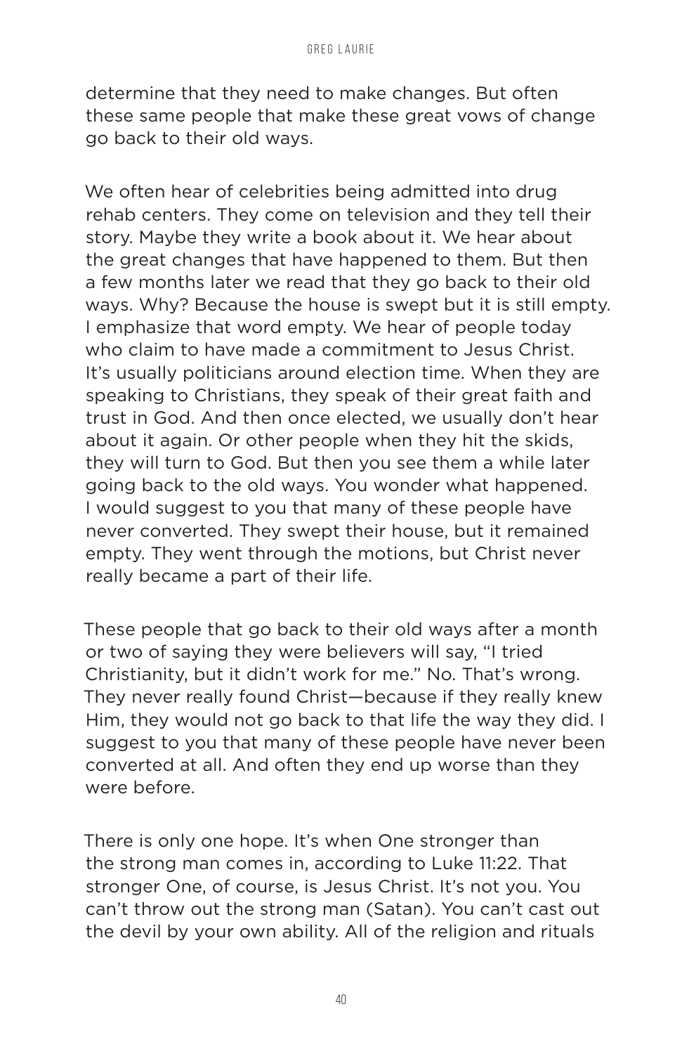determine that they need to make changes. But often these same people that make these great vows of change go back to their old ways.

We often hear of celebrities being admitted into drug rehab centers. They come on television and they tell their story. Maybe they write a book about it. We hear about the great changes that have happened to them. But then a few months later we read that they go back to their old ways. Why? Because the house is swept but it is still empty. I emphasize that word empty. We hear of people today who claim to have made a commitment to Jesus Christ. It's usually politicians around election time. When they are speaking to Christians, they speak of their great faith and trust in God. And then once elected, we usually don't hear about it again. Or other people when they hit the skids, they will turn to God. But then you see them a while later going back to the old ways. You wonder what happened. I would suggest to you that many of these people have never converted. They swept their house, but it remained empty. They went through the motions, but Christ never really became a part of their life.

These people that go back to their old ways after a month or two of saying they were believers will say, "I tried Christianity, but it didn't work for me." No. That's wrong. They never really found Christ—because if they really knew Him, they would not go back to that life the way they did. I suggest to you that many of these people have never been converted at all. And often they end up worse than they were before.

There is only one hope. It's when One stronger than the strong man comes in, according to Luke 11:22. That stronger One, of course, is Jesus Christ. It's not you. You can't throw out the strong man (Satan). You can't cast out the devil by your own ability. All of the religion and rituals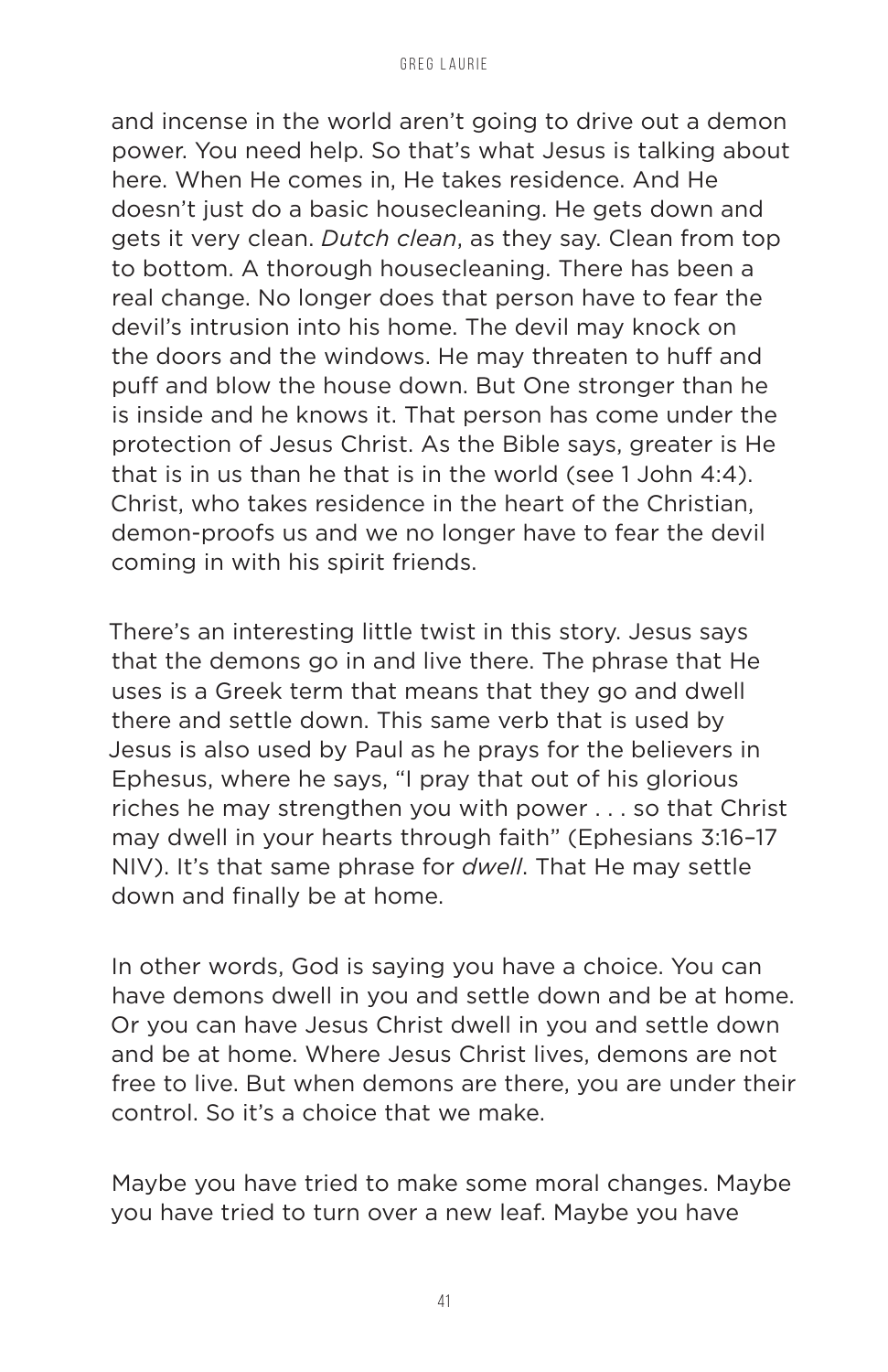and incense in the world aren't going to drive out a demon power. You need help. So that's what Jesus is talking about here. When He comes in, He takes residence. And He doesn't just do a basic housecleaning. He gets down and gets it very clean. *Dutch clean*, as they say. Clean from top to bottom. A thorough housecleaning. There has been a real change. No longer does that person have to fear the devil's intrusion into his home. The devil may knock on the doors and the windows. He may threaten to huff and puff and blow the house down. But One stronger than he is inside and he knows it. That person has come under the protection of Jesus Christ. As the Bible says, greater is He that is in us than he that is in the world (see 1 John 4:4). Christ, who takes residence in the heart of the Christian, demon-proofs us and we no longer have to fear the devil coming in with his spirit friends.

There's an interesting little twist in this story. Jesus says that the demons go in and live there. The phrase that He uses is a Greek term that means that they go and dwell there and settle down. This same verb that is used by Jesus is also used by Paul as he prays for the believers in Ephesus, where he says, "I pray that out of his glorious riches he may strengthen you with power . . . so that Christ may dwell in your hearts through faith" (Ephesians 3:16–17 NIV). It's that same phrase for *dwell*. That He may settle down and finally be at home.

In other words, God is saying you have a choice. You can have demons dwell in you and settle down and be at home. Or you can have Jesus Christ dwell in you and settle down and be at home. Where Jesus Christ lives, demons are not free to live. But when demons are there, you are under their control. So it's a choice that we make.

Maybe you have tried to make some moral changes. Maybe you have tried to turn over a new leaf. Maybe you have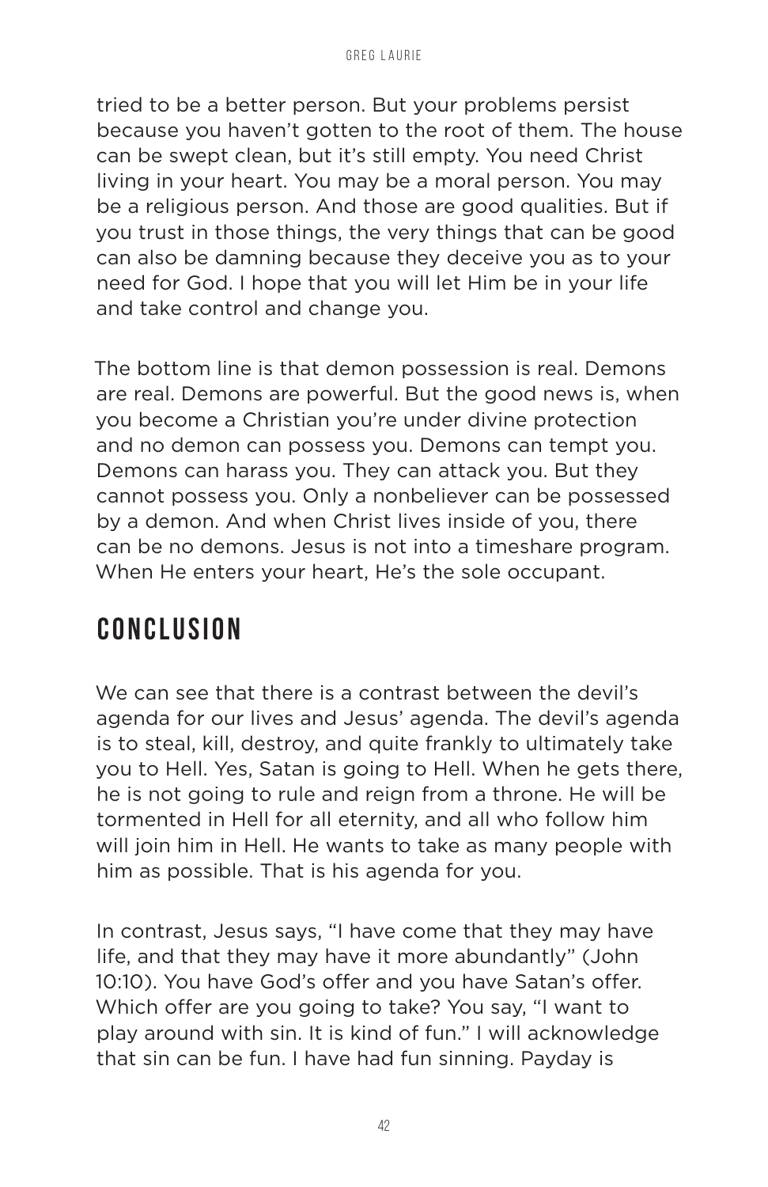tried to be a better person. But your problems persist because you haven't gotten to the root of them. The house can be swept clean, but it's still empty. You need Christ living in your heart. You may be a moral person. You may be a religious person. And those are good qualities. But if you trust in those things, the very things that can be good can also be damning because they deceive you as to your need for God. I hope that you will let Him be in your life and take control and change you.

The bottom line is that demon possession is real. Demons are real. Demons are powerful. But the good news is, when you become a Christian you're under divine protection and no demon can possess you. Demons can tempt you. Demons can harass you. They can attack you. But they cannot possess you. Only a nonbeliever can be possessed by a demon. And when Christ lives inside of you, there can be no demons. Jesus is not into a timeshare program. When He enters your heart, He's the sole occupant.

## CONCLUSION

We can see that there is a contrast between the devil's agenda for our lives and Jesus' agenda. The devil's agenda is to steal, kill, destroy, and quite frankly to ultimately take you to Hell. Yes, Satan is going to Hell. When he gets there, he is not going to rule and reign from a throne. He will be tormented in Hell for all eternity, and all who follow him will join him in Hell. He wants to take as many people with him as possible. That is his agenda for you.

In contrast, Jesus says, "I have come that they may have life, and that they may have it more abundantly" (John 10:10). You have God's offer and you have Satan's offer. Which offer are you going to take? You say, "I want to play around with sin. It is kind of fun." I will acknowledge that sin can be fun. I have had fun sinning. Payday is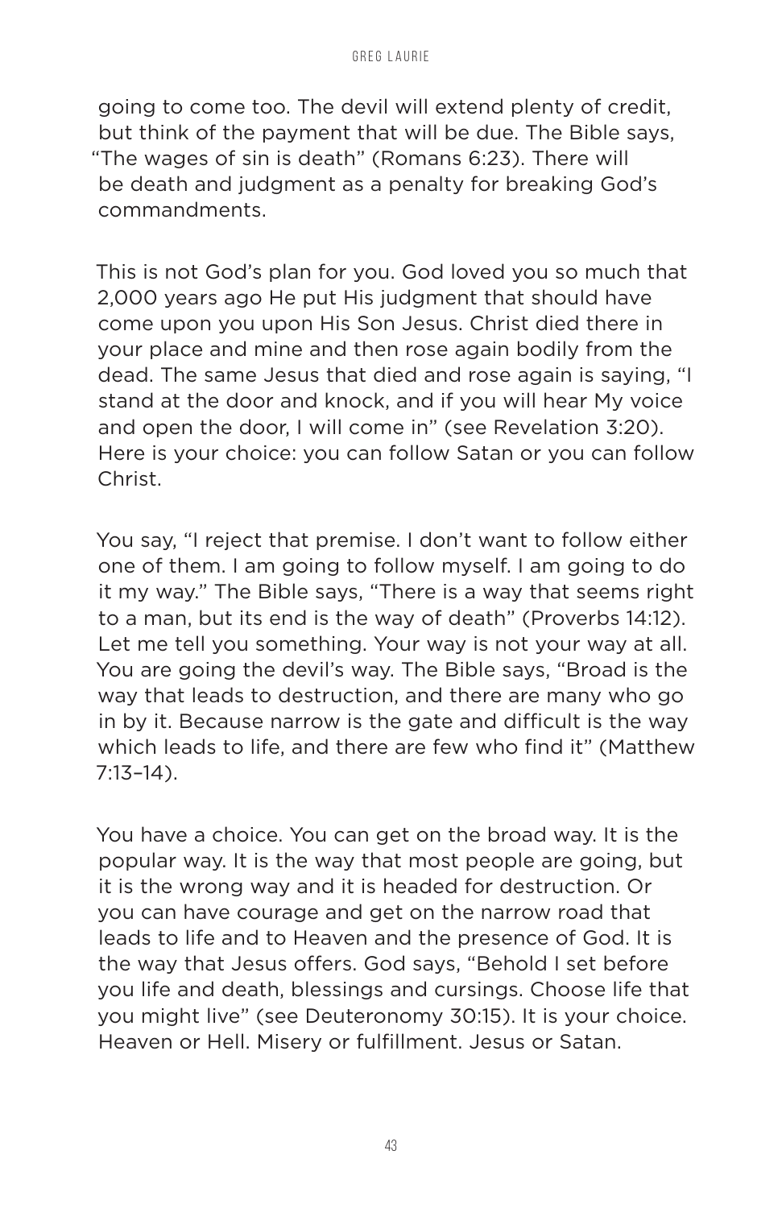going to come too. The devil will extend plenty of credit, but think of the payment that will be due. The Bible says, "The wages of sin is death" (Romans 6:23). There will be death and judgment as a penalty for breaking God's commandments.

This is not God's plan for you. God loved you so much that 2,000 years ago He put His judgment that should have come upon you upon His Son Jesus. Christ died there in your place and mine and then rose again bodily from the dead. The same Jesus that died and rose again is saying, "I stand at the door and knock, and if you will hear My voice and open the door, I will come in" (see Revelation 3:20). Here is your choice: you can follow Satan or you can follow Christ.

You say, "I reject that premise. I don't want to follow either one of them. I am going to follow myself. I am going to do it my way." The Bible says, "There is a way that seems right to a man, but its end is the way of death" (Proverbs 14:12). Let me tell you something. Your way is not your way at all. You are going the devil's way. The Bible says, "Broad is the way that leads to destruction, and there are many who go in by it. Because narrow is the gate and difficult is the way which leads to life, and there are few who find it" (Matthew 7:13–14).

You have a choice. You can get on the broad way. It is the popular way. It is the way that most people are going, but it is the wrong way and it is headed for destruction. Or you can have courage and get on the narrow road that leads to life and to Heaven and the presence of God. It is the way that Jesus offers. God says, "Behold I set before you life and death, blessings and cursings. Choose life that you might live" (see Deuteronomy 30:15). It is your choice. Heaven or Hell. Misery or fulfillment. Jesus or Satan.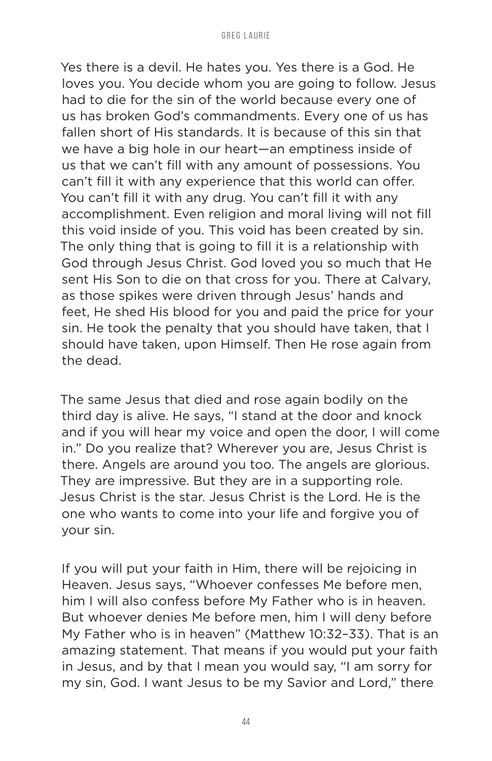Yes there is a devil. He hates you. Yes there is a God. He loves you. You decide whom you are going to follow. Jesus had to die for the sin of the world because every one of us has broken God's commandments. Every one of us has fallen short of His standards. It is because of this sin that we have a big hole in our heart—an emptiness inside of us that we can't fill with any amount of possessions. You can't fill it with any experience that this world can offer. You can't fill it with any drug. You can't fill it with any accomplishment. Even religion and moral living will not fill this void inside of you. This void has been created by sin. The only thing that is going to fill it is a relationship with God through Jesus Christ. God loved you so much that He sent His Son to die on that cross for you. There at Calvary, as those spikes were driven through Jesus' hands and feet, He shed His blood for you and paid the price for your sin. He took the penalty that you should have taken, that I should have taken, upon Himself. Then He rose again from the dead.

The same Jesus that died and rose again bodily on the third day is alive. He says, "I stand at the door and knock and if you will hear my voice and open the door, I will come in." Do you realize that? Wherever you are, Jesus Christ is there. Angels are around you too. The angels are glorious. They are impressive. But they are in a supporting role. Jesus Christ is the star. Jesus Christ is the Lord. He is the one who wants to come into your life and forgive you of your sin.

If you will put your faith in Him, there will be rejoicing in Heaven. Jesus says, "Whoever confesses Me before men, him I will also confess before My Father who is in heaven. But whoever denies Me before men, him I will deny before My Father who is in heaven" (Matthew 10:32–33). That is an amazing statement. That means if you would put your faith in Jesus, and by that I mean you would say, "I am sorry for my sin, God. I want Jesus to be my Savior and Lord," there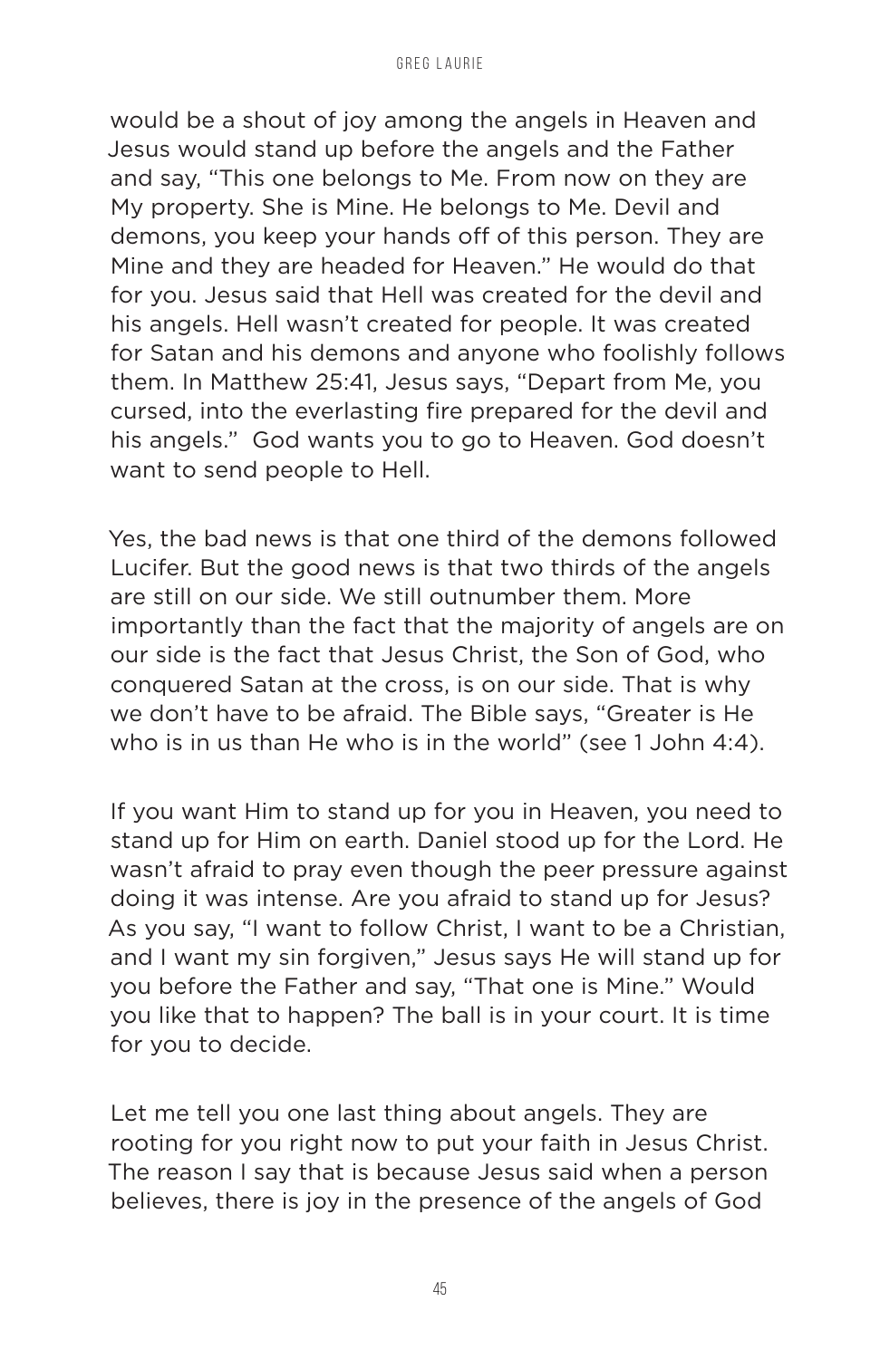would be a shout of joy among the angels in Heaven and Jesus would stand up before the angels and the Father and say, "This one belongs to Me. From now on they are My property. She is Mine. He belongs to Me. Devil and demons, you keep your hands off of this person. They are Mine and they are headed for Heaven." He would do that for you. Jesus said that Hell was created for the devil and his angels. Hell wasn't created for people. It was created for Satan and his demons and anyone who foolishly follows them. In Matthew 25:41, Jesus says, "Depart from Me, you cursed, into the everlasting fire prepared for the devil and his angels." God wants you to go to Heaven. God doesn't want to send people to Hell.

Yes, the bad news is that one third of the demons followed Lucifer. But the good news is that two thirds of the angels are still on our side. We still outnumber them. More importantly than the fact that the majority of angels are on our side is the fact that Jesus Christ, the Son of God, who conquered Satan at the cross, is on our side. That is why we don't have to be afraid. The Bible says, "Greater is He who is in us than He who is in the world" (see 1 John 4:4).

If you want Him to stand up for you in Heaven, you need to stand up for Him on earth. Daniel stood up for the Lord. He wasn't afraid to pray even though the peer pressure against doing it was intense. Are you afraid to stand up for Jesus? As you say, "I want to follow Christ, I want to be a Christian, and I want my sin forgiven," Jesus says He will stand up for you before the Father and say, "That one is Mine." Would you like that to happen? The ball is in your court. It is time for you to decide.

Let me tell you one last thing about angels. They are rooting for you right now to put your faith in Jesus Christ. The reason I say that is because Jesus said when a person believes, there is joy in the presence of the angels of God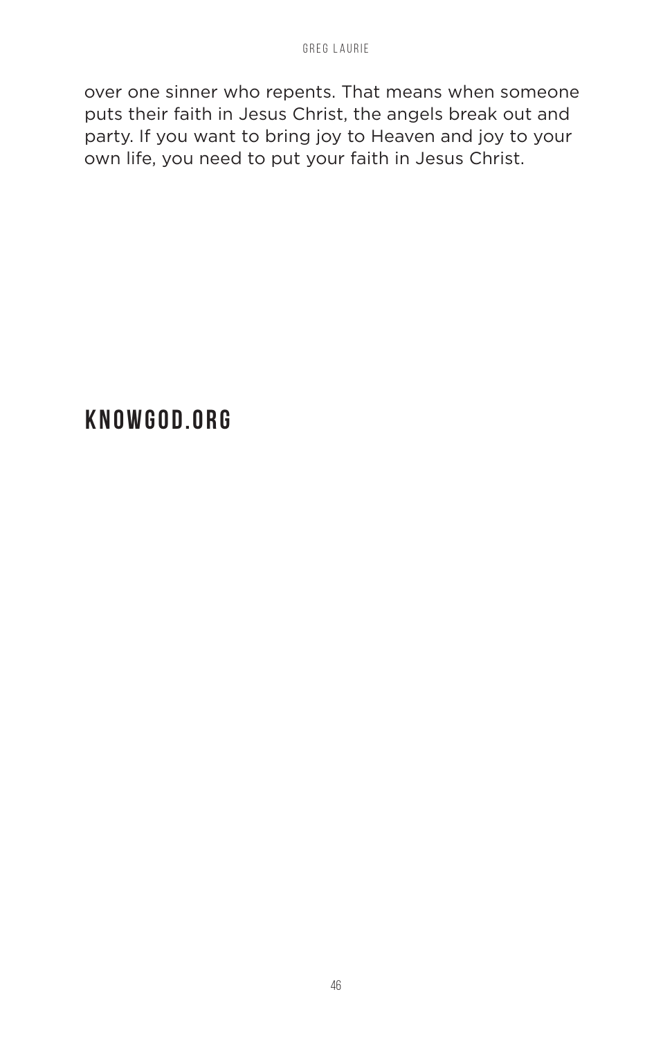over one sinner who repents. That means when someone puts their faith in Jesus Christ, the angels break out and party. If you want to bring joy to Heaven and joy to your own life, you need to put your faith in Jesus Christ.

## KNOWGOD.ORG